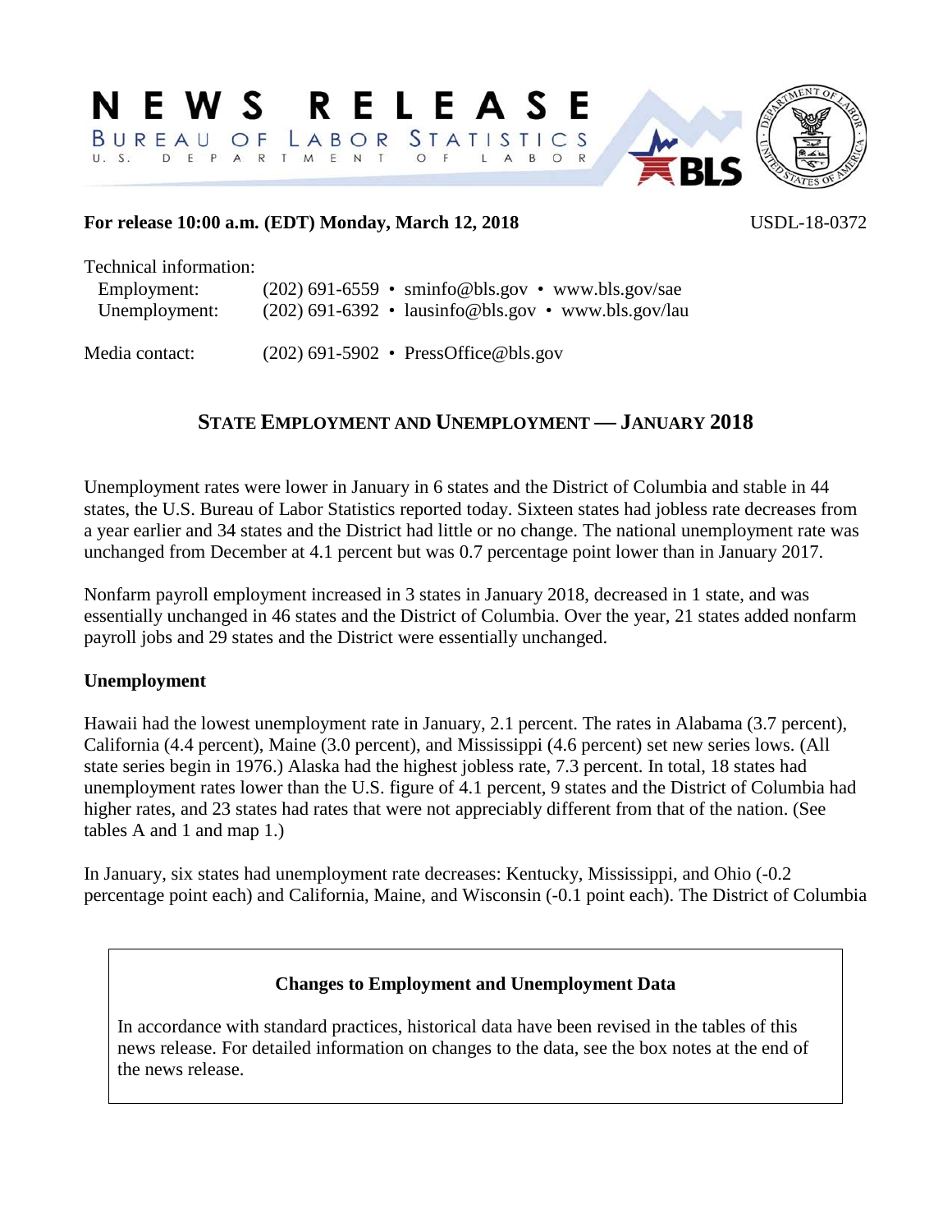# NEWS RELEASE

**BUREAU OF LABOR STATISTICS**
U. S. DEPARTMENT OF LABOR

**For release 10:00 a.m. (EDT) Monday, March 12, 2018** USDL-18-0372

Technical information:
Employment: (202) 691-6559 • sminfo@bls.gov • www.bls.gov/sae
Unemployment: (202) 691-6392 • lausinfo@bls.gov • www.bls.gov/lau

Media contact: (202) 691-5902 • PressOffice@bls.gov

## STATE EMPLOYMENT AND UNEMPLOYMENT — JANUARY 2018

Unemployment rates were lower in January in 6 states and the District of Columbia and stable in 44 states, the U.S. Bureau of Labor Statistics reported today. Sixteen states had jobless rate decreases from a year earlier and 34 states and the District had little or no change. The national unemployment rate was unchanged from December at 4.1 percent but was 0.7 percentage point lower than in January 2017.

Nonfarm payroll employment increased in 3 states in January 2018, decreased in 1 state, and was essentially unchanged in 46 states and the District of Columbia. Over the year, 21 states added nonfarm payroll jobs and 29 states and the District were essentially unchanged.

### Unemployment

Hawaii had the lowest unemployment rate in January, 2.1 percent. The rates in Alabama (3.7 percent), California (4.4 percent), Maine (3.0 percent), and Mississippi (4.6 percent) set new series lows. (All state series begin in 1976.) Alaska had the highest jobless rate, 7.3 percent. In total, 18 states had unemployment rates lower than the U.S. figure of 4.1 percent, 9 states and the District of Columbia had higher rates, and 23 states had rates that were not appreciably different from that of the nation. (See tables A and 1 and map 1.)

In January, six states had unemployment rate decreases: Kentucky, Mississippi, and Ohio (-0.2 percentage point each) and California, Maine, and Wisconsin (-0.1 point each). The District of Columbia

**Changes to Employment and Unemployment Data**

In accordance with standard practices, historical data have been revised in the tables of this news release. For detailed information on changes to the data, see the box notes at the end of the news release.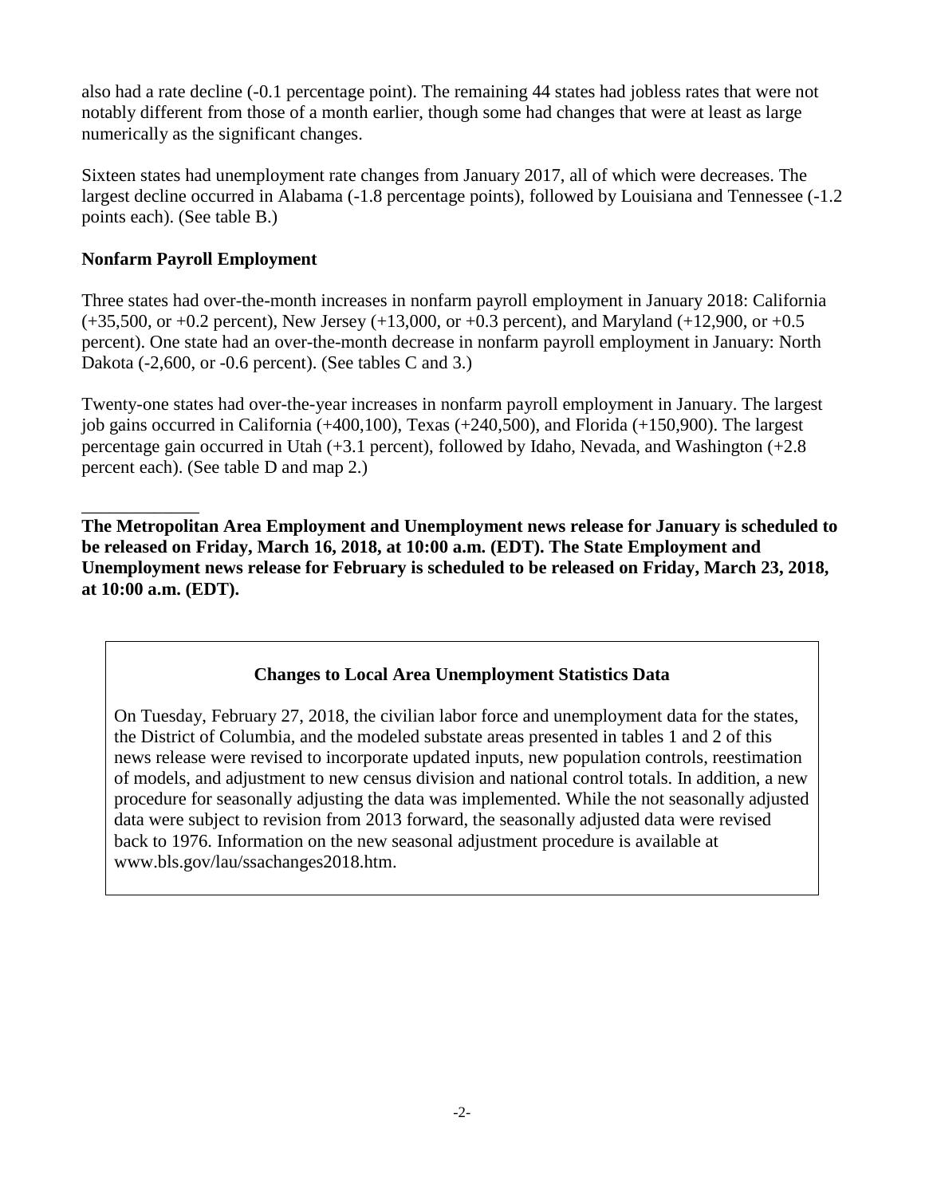also had a rate decline (-0.1 percentage point). The remaining 44 states had jobless rates that were not notably different from those of a month earlier, though some had changes that were at least as large numerically as the significant changes.

Sixteen states had unemployment rate changes from January 2017, all of which were decreases. The largest decline occurred in Alabama (-1.8 percentage points), followed by Louisiana and Tennessee (-1.2 points each). (See table B.)

### Nonfarm Payroll Employment

Three states had over-the-month increases in nonfarm payroll employment in January 2018: California (+35,500, or +0.2 percent), New Jersey (+13,000, or +0.3 percent), and Maryland (+12,900, or +0.5 percent). One state had an over-the-month decrease in nonfarm payroll employment in January: North Dakota (-2,600, or -0.6 percent). (See tables C and 3.)

Twenty-one states had over-the-year increases in nonfarm payroll employment in January. The largest job gains occurred in California (+400,100), Texas (+240,500), and Florida (+150,900). The largest percentage gain occurred in Utah (+3.1 percent), followed by Idaho, Nevada, and Washington (+2.8 percent each). (See table D and map 2.)

_____________

**The Metropolitan Area Employment and Unemployment news release for January is scheduled to be released on Friday, March 16, 2018, at 10:00 a.m. (EDT). The State Employment and Unemployment news release for February is scheduled to be released on Friday, March 23, 2018, at 10:00 a.m. (EDT).**

### Changes to Local Area Unemployment Statistics Data

On Tuesday, February 27, 2018, the civilian labor force and unemployment data for the states, the District of Columbia, and the modeled substate areas presented in tables 1 and 2 of this news release were revised to incorporate updated inputs, new population controls, reestimation of models, and adjustment to new census division and national control totals. In addition, a new procedure for seasonally adjusting the data was implemented. While the not seasonally adjusted data were subject to revision from 2013 forward, the seasonally adjusted data were revised back to 1976. Information on the new seasonal adjustment procedure is available at www.bls.gov/lau/ssachanges2018.htm.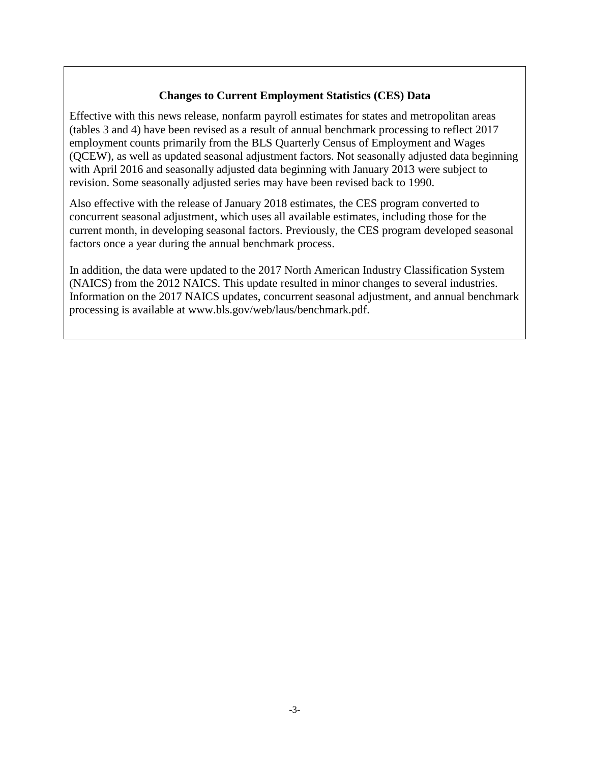### Changes to Current Employment Statistics (CES) Data

Effective with this news release, nonfarm payroll estimates for states and metropolitan areas (tables 3 and 4) have been revised as a result of annual benchmark processing to reflect 2017 employment counts primarily from the BLS Quarterly Census of Employment and Wages (QCEW), as well as updated seasonal adjustment factors. Not seasonally adjusted data beginning with April 2016 and seasonally adjusted data beginning with January 2013 were subject to revision. Some seasonally adjusted series may have been revised back to 1990.

Also effective with the release of January 2018 estimates, the CES program converted to concurrent seasonal adjustment, which uses all available estimates, including those for the current month, in developing seasonal factors. Previously, the CES program developed seasonal factors once a year during the annual benchmark process.

In addition, the data were updated to the 2017 North American Industry Classification System (NAICS) from the 2012 NAICS. This update resulted in minor changes to several industries. Information on the 2017 NAICS updates, concurrent seasonal adjustment, and annual benchmark processing is available at www.bls.gov/web/laus/benchmark.pdf.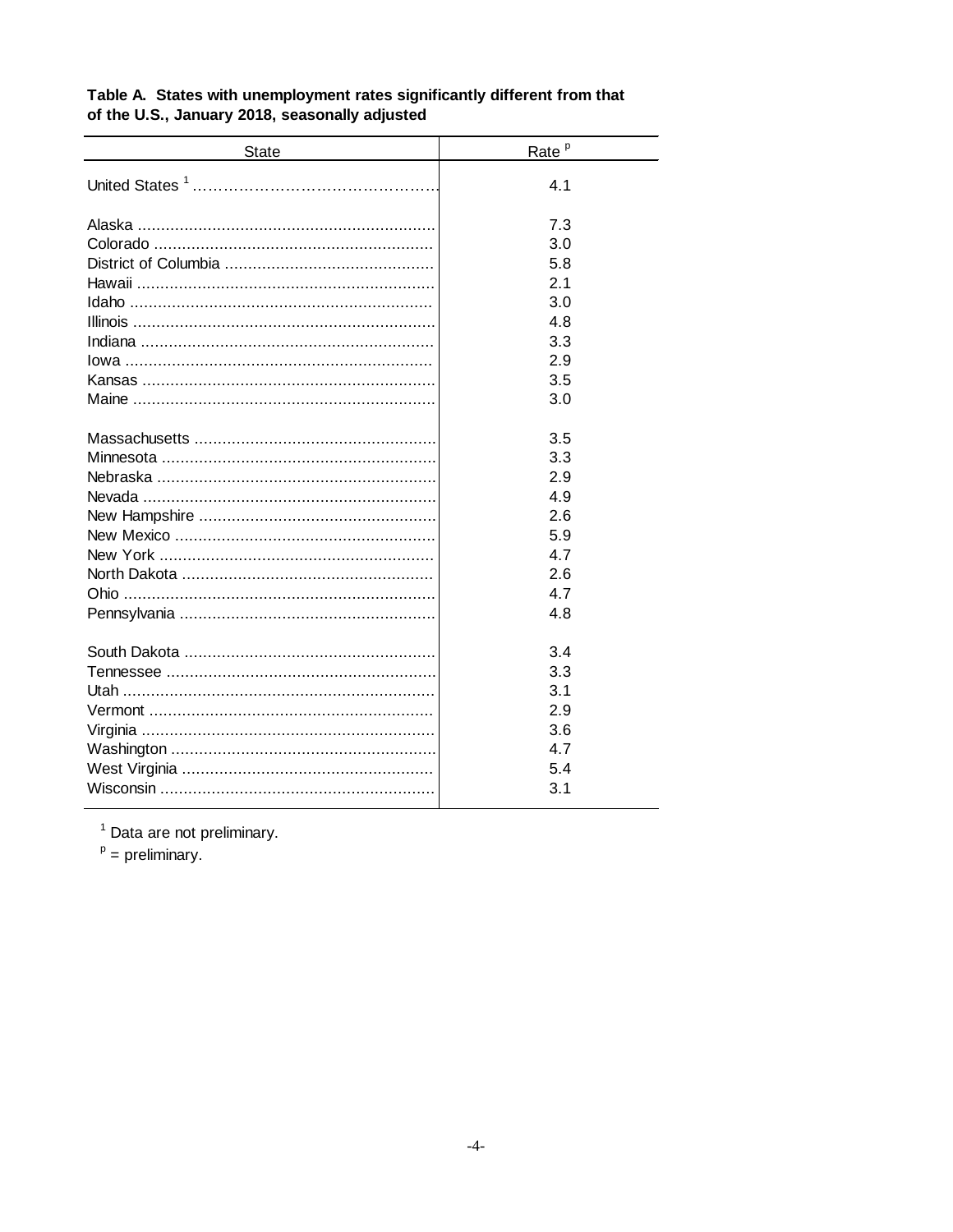**Table A. States with unemployment rates significantly different from that of the U.S., January 2018, seasonally adjusted**

| State | Rate [p] |
|---|---|
| United States [1] | 4.1 |
| | |
| Alaska | 7.3 |
| Colorado | 3.0 |
| District of Columbia | 5.8 |
| Hawaii | 2.1 |
| Idaho | 3.0 |
| Illinois | 4.8 |
| Indiana | 3.3 |
| Iowa | 2.9 |
| Kansas | 3.5 |
| Maine | 3.0 |
| | |
| Massachusetts | 3.5 |
| Minnesota | 3.3 |
| Nebraska | 2.9 |
| Nevada | 4.9 |
| New Hampshire | 2.6 |
| New Mexico | 5.9 |
| New York | 4.7 |
| North Dakota | 2.6 |
| Ohio | 4.7 |
| Pennsylvania | 4.8 |
| | |
| South Dakota | 3.4 |
| Tennessee | 3.3 |
| Utah | 3.1 |
| Vermont | 2.9 |
| Virginia | 3.6 |
| Washington | 4.7 |
| West Virginia | 5.4 |
| Wisconsin | 3.1 |

[1] Data are not preliminary.

[p] = preliminary.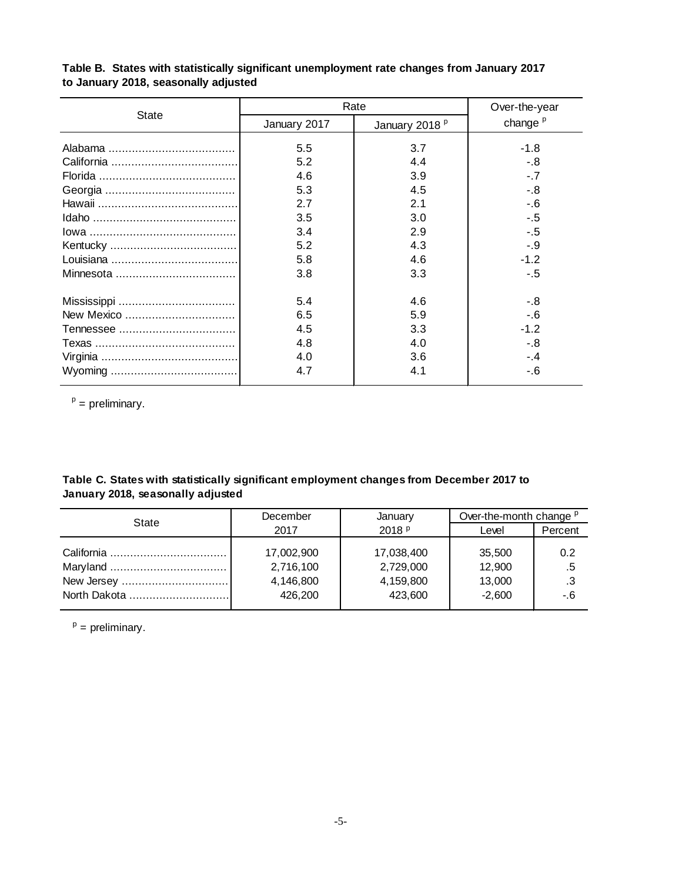**Table B. States with statistically significant unemployment rate changes from January 2017 to January 2018, seasonally adjusted**

| State | Rate | | Over-the-year change [p] |
|---|---|---|---|
| | January 2017 | January 2018 [p] | |
| Alabama | 5.5 | 3.7 | -1.8 |
| California | 5.2 | 4.4 | -.8 |
| Florida | 4.6 | 3.9 | -.7 |
| Georgia | 5.3 | 4.5 | -.8 |
| Hawaii | 2.7 | 2.1 | -.6 |
| Idaho | 3.5 | 3.0 | -.5 |
| Iowa | 3.4 | 2.9 | -.5 |
| Kentucky | 5.2 | 4.3 | -.9 |
| Louisiana | 5.8 | 4.6 | -1.2 |
| Minnesota | 3.8 | 3.3 | -.5 |
| Mississippi | 5.4 | 4.6 | -.8 |
| New Mexico | 6.5 | 5.9 | -.6 |
| Tennessee | 4.5 | 3.3 | -1.2 |
| Texas | 4.8 | 4.0 | -.8 |
| Virginia | 4.0 | 3.6 | -.4 |
| Wyoming | 4.7 | 4.1 | -.6 |

[p] = preliminary.

**Table C. States with statistically significant employment changes from December 2017 to January 2018, seasonally adjusted**

| State | December 2017 | January 2018 [p] | Over-the-month change [p] | |
|---|---|---|---|---|
| | | | Level | Percent |
| California | 17,002,900 | 17,038,400 | 35,500 | 0.2 |
| Maryland | 2,716,100 | 2,729,000 | 12,900 | .5 |
| New Jersey | 4,146,800 | 4,159,800 | 13,000 | .3 |
| North Dakota | 426,200 | 423,600 | -2,600 | -.6 |

[p] = preliminary.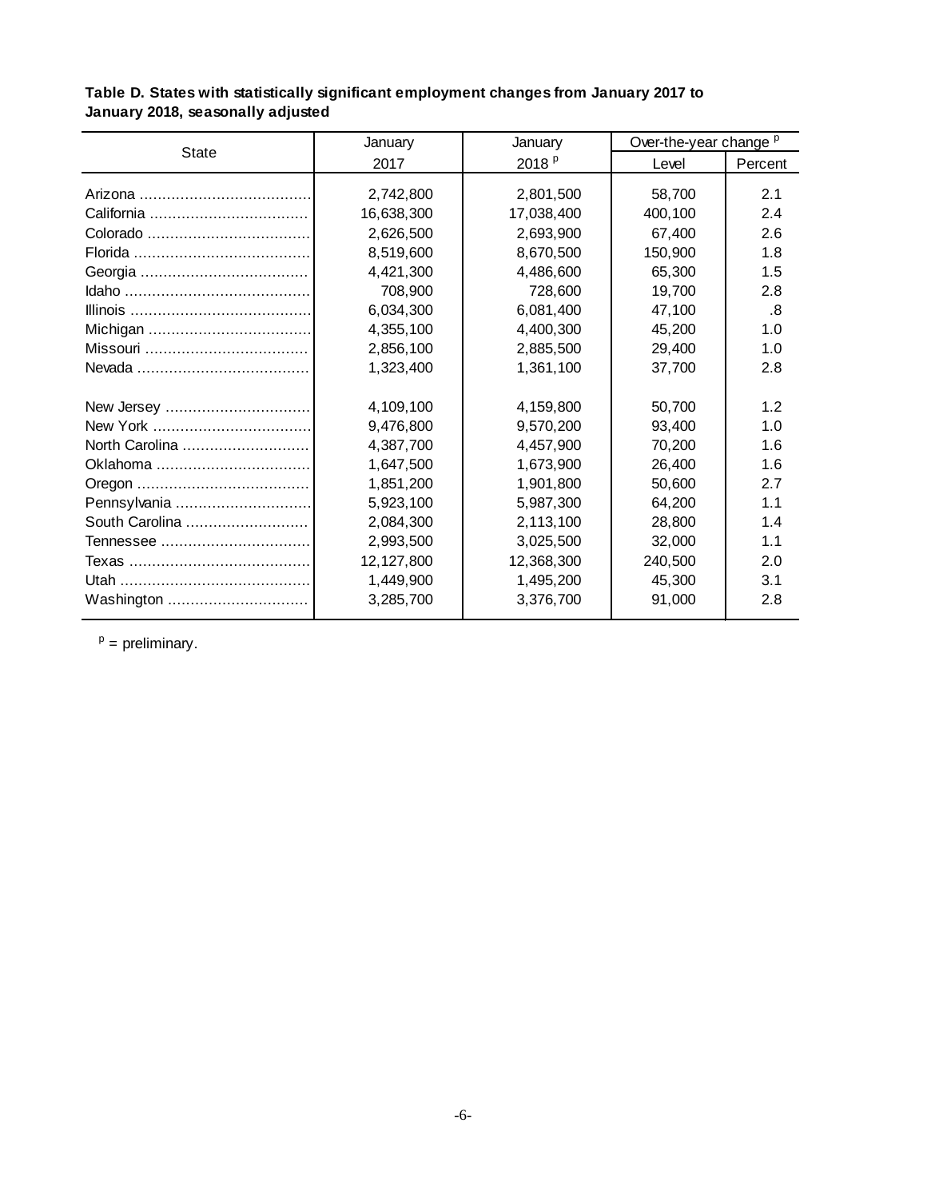**Table D. States with statistically significant employment changes from January 2017 to January 2018, seasonally adjusted**

| State | January 2017 | January 2018 [p] | Over-the-year change [p] | |
|---|---|---|---|---|
| | | | Level | Percent |
| Arizona | 2,742,800 | 2,801,500 | 58,700 | 2.1 |
| California | 16,638,300 | 17,038,400 | 400,100 | 2.4 |
| Colorado | 2,626,500 | 2,693,900 | 67,400 | 2.6 |
| Florida | 8,519,600 | 8,670,500 | 150,900 | 1.8 |
| Georgia | 4,421,300 | 4,486,600 | 65,300 | 1.5 |
| Idaho | 708,900 | 728,600 | 19,700 | 2.8 |
| Illinois | 6,034,300 | 6,081,400 | 47,100 | .8 |
| Michigan | 4,355,100 | 4,400,300 | 45,200 | 1.0 |
| Missouri | 2,856,100 | 2,885,500 | 29,400 | 1.0 |
| Nevada | 1,323,400 | 1,361,100 | 37,700 | 2.8 |
| New Jersey | 4,109,100 | 4,159,800 | 50,700 | 1.2 |
| New York | 9,476,800 | 9,570,200 | 93,400 | 1.0 |
| North Carolina | 4,387,700 | 4,457,900 | 70,200 | 1.6 |
| Oklahoma | 1,647,500 | 1,673,900 | 26,400 | 1.6 |
| Oregon | 1,851,200 | 1,901,800 | 50,600 | 2.7 |
| Pennsylvania | 5,923,100 | 5,987,300 | 64,200 | 1.1 |
| South Carolina | 2,084,300 | 2,113,100 | 28,800 | 1.4 |
| Tennessee | 2,993,500 | 3,025,500 | 32,000 | 1.1 |
| Texas | 12,127,800 | 12,368,300 | 240,500 | 2.0 |
| Utah | 1,449,900 | 1,495,200 | 45,300 | 3.1 |
| Washington | 3,285,700 | 3,376,700 | 91,000 | 2.8 |

[p] = preliminary.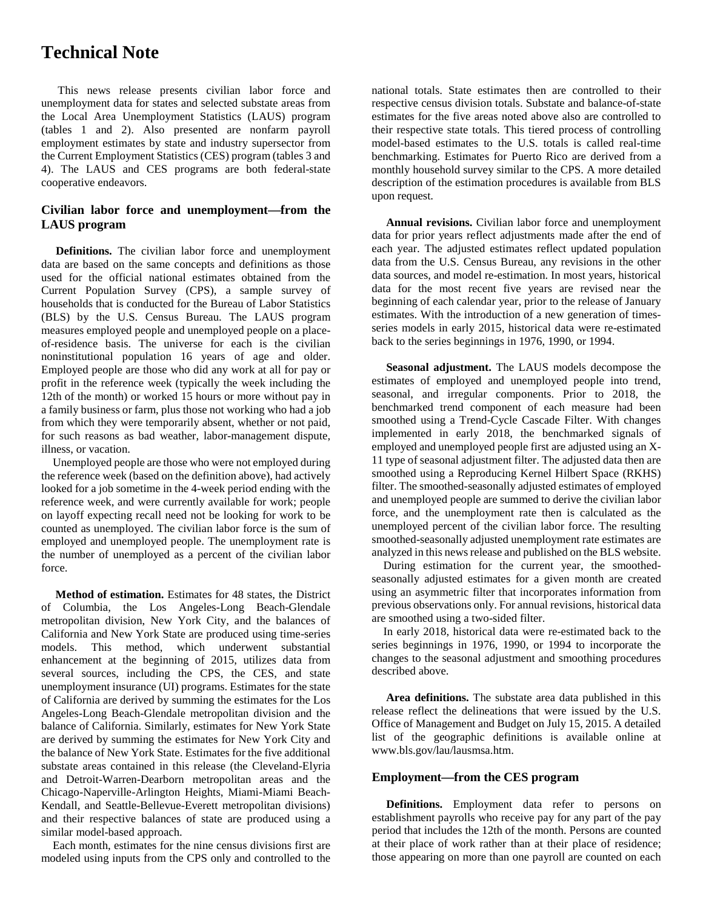# Technical Note

This news release presents civilian labor force and unemployment data for states and selected substate areas from the Local Area Unemployment Statistics (LAUS) program (tables 1 and 2). Also presented are nonfarm payroll employment estimates by state and industry supersector from the Current Employment Statistics (CES) program (tables 3 and 4). The LAUS and CES programs are both federal-state cooperative endeavors.

## Civilian labor force and unemployment—from the LAUS program

**Definitions.** The civilian labor force and unemployment data are based on the same concepts and definitions as those used for the official national estimates obtained from the Current Population Survey (CPS), a sample survey of households that is conducted for the Bureau of Labor Statistics (BLS) by the U.S. Census Bureau. The LAUS program measures employed people and unemployed people on a place-of-residence basis. The universe for each is the civilian noninstitutional population 16 years of age and older. Employed people are those who did any work at all for pay or profit in the reference week (typically the week including the 12th of the month) or worked 15 hours or more without pay in a family business or farm, plus those not working who had a job from which they were temporarily absent, whether or not paid, for such reasons as bad weather, labor-management dispute, illness, or vacation.

Unemployed people are those who were not employed during the reference week (based on the definition above), had actively looked for a job sometime in the 4-week period ending with the reference week, and were currently available for work; people on layoff expecting recall need not be looking for work to be counted as unemployed. The civilian labor force is the sum of employed and unemployed people. The unemployment rate is the number of unemployed as a percent of the civilian labor force.

**Method of estimation.** Estimates for 48 states, the District of Columbia, the Los Angeles-Long Beach-Glendale metropolitan division, New York City, and the balances of California and New York State are produced using time-series models. This method, which underwent substantial enhancement at the beginning of 2015, utilizes data from several sources, including the CPS, the CES, and state unemployment insurance (UI) programs. Estimates for the state of California are derived by summing the estimates for the Los Angeles-Long Beach-Glendale metropolitan division and the balance of California. Similarly, estimates for New York State are derived by summing the estimates for New York City and the balance of New York State. Estimates for the five additional substate areas contained in this release (the Cleveland-Elyria and Detroit-Warren-Dearborn metropolitan areas and the Chicago-Naperville-Arlington Heights, Miami-Miami Beach-Kendall, and Seattle-Bellevue-Everett metropolitan divisions) and their respective balances of state are produced using a similar model-based approach.

Each month, estimates for the nine census divisions first are modeled using inputs from the CPS only and controlled to the national totals. State estimates then are controlled to their respective census division totals. Substate and balance-of-state estimates for the five areas noted above also are controlled to their respective state totals. This tiered process of controlling model-based estimates to the U.S. totals is called real-time benchmarking. Estimates for Puerto Rico are derived from a monthly household survey similar to the CPS. A more detailed description of the estimation procedures is available from BLS upon request.

**Annual revisions.** Civilian labor force and unemployment data for prior years reflect adjustments made after the end of each year. The adjusted estimates reflect updated population data from the U.S. Census Bureau, any revisions in the other data sources, and model re-estimation. In most years, historical data for the most recent five years are revised near the beginning of each calendar year, prior to the release of January estimates. With the introduction of a new generation of times-series models in early 2015, historical data were re-estimated back to the series beginnings in 1976, 1990, or 1994.

**Seasonal adjustment.** The LAUS models decompose the estimates of employed and unemployed people into trend, seasonal, and irregular components. Prior to 2018, the benchmarked trend component of each measure had been smoothed using a Trend-Cycle Cascade Filter. With changes implemented in early 2018, the benchmarked signals of employed and unemployed people first are adjusted using an X-11 type of seasonal adjustment filter. The adjusted data then are smoothed using a Reproducing Kernel Hilbert Space (RKHS) filter. The smoothed-seasonally adjusted estimates of employed and unemployed people are summed to derive the civilian labor force, and the unemployment rate then is calculated as the unemployed percent of the civilian labor force. The resulting smoothed-seasonally adjusted unemployment rate estimates are analyzed in this news release and published on the BLS website.

During estimation for the current year, the smoothed-seasonally adjusted estimates for a given month are created using an asymmetric filter that incorporates information from previous observations only. For annual revisions, historical data are smoothed using a two-sided filter.

In early 2018, historical data were re-estimated back to the series beginnings in 1976, 1990, or 1994 to incorporate the changes to the seasonal adjustment and smoothing procedures described above.

**Area definitions.** The substate area data published in this release reflect the delineations that were issued by the U.S. Office of Management and Budget on July 15, 2015. A detailed list of the geographic definitions is available online at www.bls.gov/lau/lausmsa.htm.

## Employment—from the CES program

**Definitions.** Employment data refer to persons on establishment payrolls who receive pay for any part of the pay period that includes the 12th of the month. Persons are counted at their place of work rather than at their place of residence; those appearing on more than one payroll are counted on each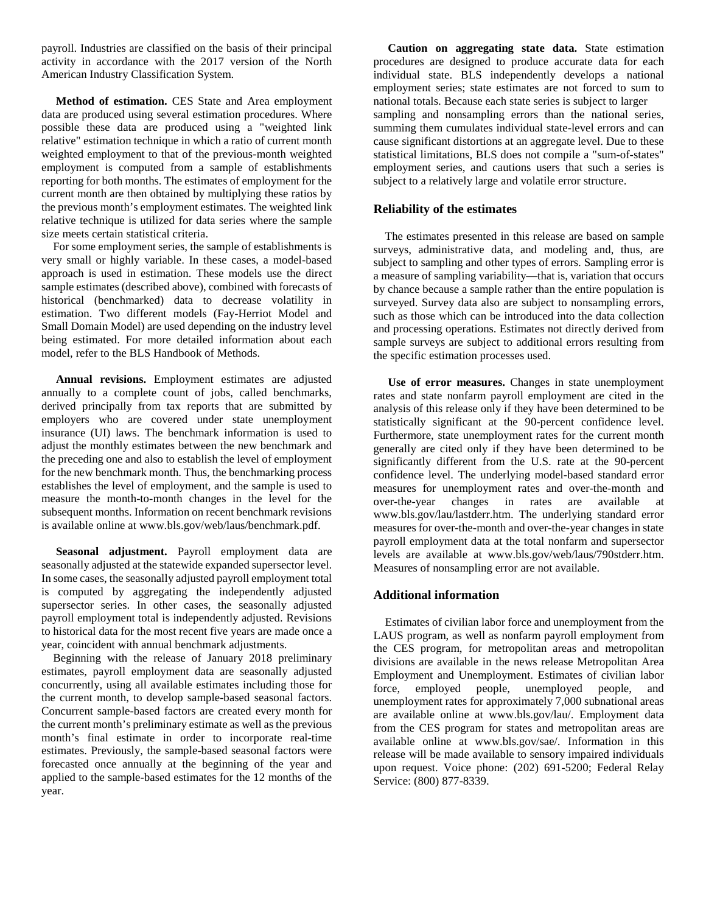payroll. Industries are classified on the basis of their principal activity in accordance with the 2017 version of the North American Industry Classification System.

**Method of estimation.** CES State and Area employment data are produced using several estimation procedures. Where possible these data are produced using a "weighted link relative" estimation technique in which a ratio of current month weighted employment to that of the previous-month weighted employment is computed from a sample of establishments reporting for both months. The estimates of employment for the current month are then obtained by multiplying these ratios by the previous month's employment estimates. The weighted link relative technique is utilized for data series where the sample size meets certain statistical criteria.

For some employment series, the sample of establishments is very small or highly variable. In these cases, a model-based approach is used in estimation. These models use the direct sample estimates (described above), combined with forecasts of historical (benchmarked) data to decrease volatility in estimation. Two different models (Fay-Herriot Model and Small Domain Model) are used depending on the industry level being estimated. For more detailed information about each model, refer to the BLS Handbook of Methods.

**Annual revisions.** Employment estimates are adjusted annually to a complete count of jobs, called benchmarks, derived principally from tax reports that are submitted by employers who are covered under state unemployment insurance (UI) laws. The benchmark information is used to adjust the monthly estimates between the new benchmark and the preceding one and also to establish the level of employment for the new benchmark month. Thus, the benchmarking process establishes the level of employment, and the sample is used to measure the month-to-month changes in the level for the subsequent months. Information on recent benchmark revisions is available online at www.bls.gov/web/laus/benchmark.pdf.

**Seasonal adjustment.** Payroll employment data are seasonally adjusted at the statewide expanded supersector level. In some cases, the seasonally adjusted payroll employment total is computed by aggregating the independently adjusted supersector series. In other cases, the seasonally adjusted payroll employment total is independently adjusted. Revisions to historical data for the most recent five years are made once a year, coincident with annual benchmark adjustments.

Beginning with the release of January 2018 preliminary estimates, payroll employment data are seasonally adjusted concurrently, using all available estimates including those for the current month, to develop sample-based seasonal factors. Concurrent sample-based factors are created every month for the current month's preliminary estimate as well as the previous month's final estimate in order to incorporate real-time estimates. Previously, the sample-based seasonal factors were forecasted once annually at the beginning of the year and applied to the sample-based estimates for the 12 months of the year.

**Caution on aggregating state data.** State estimation procedures are designed to produce accurate data for each individual state. BLS independently develops a national employment series; state estimates are not forced to sum to national totals. Because each state series is subject to larger sampling and nonsampling errors than the national series, summing them cumulates individual state-level errors and can cause significant distortions at an aggregate level. Due to these statistical limitations, BLS does not compile a "sum-of-states" employment series, and cautions users that such a series is subject to a relatively large and volatile error structure.

## Reliability of the estimates

The estimates presented in this release are based on sample surveys, administrative data, and modeling and, thus, are subject to sampling and other types of errors. Sampling error is a measure of sampling variability—that is, variation that occurs by chance because a sample rather than the entire population is surveyed. Survey data also are subject to nonsampling errors, such as those which can be introduced into the data collection and processing operations. Estimates not directly derived from sample surveys are subject to additional errors resulting from the specific estimation processes used.

**Use of error measures.** Changes in state unemployment rates and state nonfarm payroll employment are cited in the analysis of this release only if they have been determined to be statistically significant at the 90-percent confidence level. Furthermore, state unemployment rates for the current month generally are cited only if they have been determined to be significantly different from the U.S. rate at the 90-percent confidence level. The underlying model-based standard error measures for unemployment rates and over-the-month and over-the-year changes in rates are available at www.bls.gov/lau/lastderr.htm. The underlying standard error measures for over-the-month and over-the-year changes in state payroll employment data at the total nonfarm and supersector levels are available at www.bls.gov/web/laus/790stderr.htm. Measures of nonsampling error are not available.

## Additional information

Estimates of civilian labor force and unemployment from the LAUS program, as well as nonfarm payroll employment from the CES program, for metropolitan areas and metropolitan divisions are available in the news release Metropolitan Area Employment and Unemployment. Estimates of civilian labor force, employed people, unemployed people, and unemployment rates for approximately 7,000 subnational areas are available online at www.bls.gov/lau/. Employment data from the CES program for states and metropolitan areas are available online at www.bls.gov/sae/. Information in this release will be made available to sensory impaired individuals upon request. Voice phone: (202) 691-5200; Federal Relay Service: (800) 877-8339.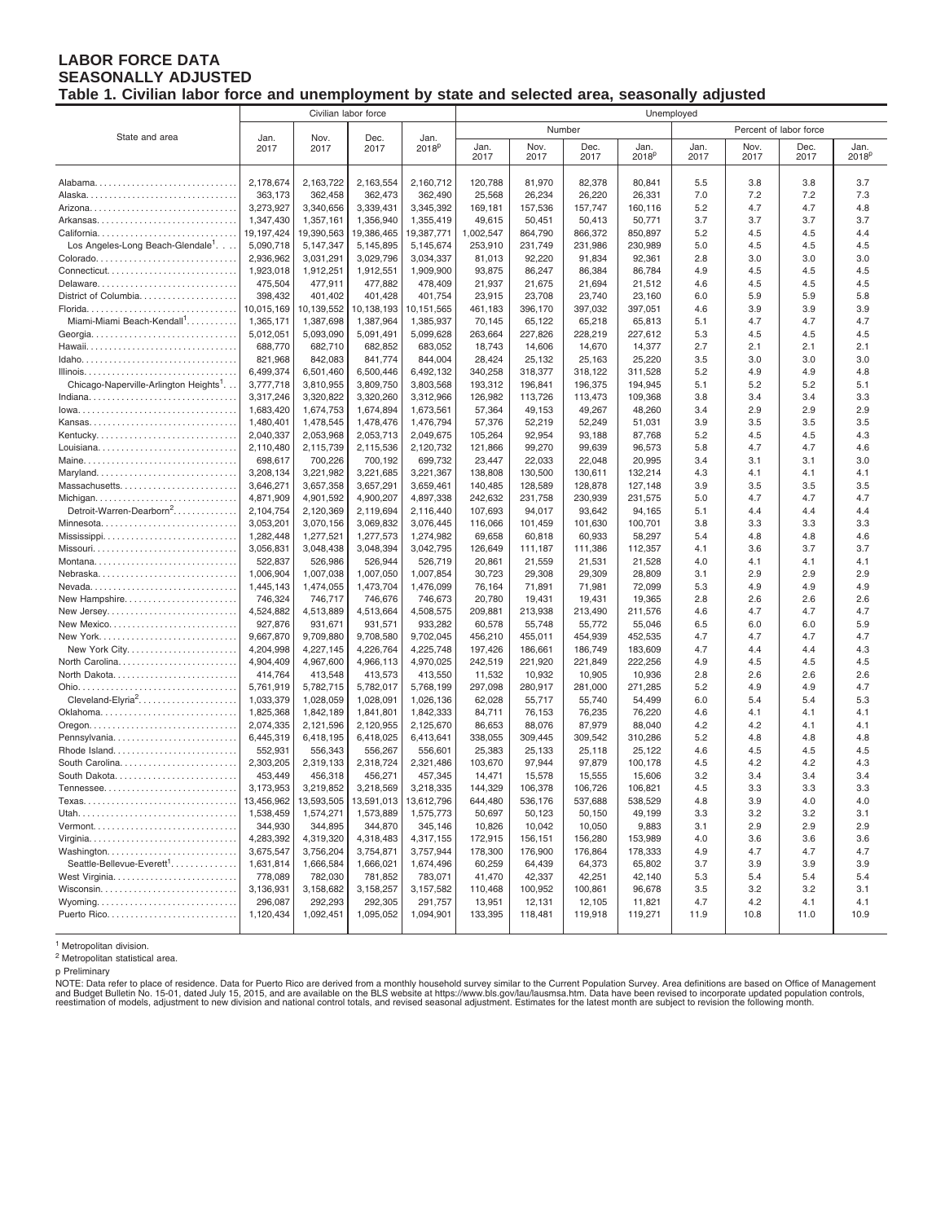# LABOR FORCE DATA
# SEASONALLY ADJUSTED

## Table 1. Civilian labor force and unemployment by state and selected area, seasonally adjusted

| State and area | Civilian labor force | | | | Unemployed | | | | | | | |
|---|---|---|---|---|---|---|---|---|---|---|---|---|
| | | | | | Number | | | | Percent of labor force | | | |
| | Jan. 2017 | Nov. 2017 | Dec. 2017 | Jan. 2018p | Jan. 2017 | Nov. 2017 | Dec. 2017 | Jan. 2018p | Jan. 2017 | Nov. 2017 | Dec. 2017 | Jan. 2018p |
| Alabama | 2,178,674 | 2,163,722 | 2,163,554 | 2,160,712 | 120,788 | 81,970 | 82,378 | 80,841 | 5.5 | 3.8 | 3.8 | 3.7 |
| Alaska | 363,173 | 362,458 | 362,473 | 362,490 | 25,568 | 26,234 | 26,220 | 26,331 | 7.0 | 7.2 | 7.2 | 7.3 |
| Arizona | 3,273,927 | 3,340,656 | 3,339,431 | 3,345,392 | 169,181 | 157,536 | 157,747 | 160,116 | 5.2 | 4.7 | 4.7 | 4.8 |
| Arkansas | 1,347,430 | 1,357,161 | 1,356,940 | 1,355,419 | 49,615 | 50,451 | 50,413 | 50,771 | 3.7 | 3.7 | 3.7 | 3.7 |
| California | 19,197,424 | 19,390,563 | 19,386,465 | 19,387,771 | 1,002,547 | 864,790 | 866,372 | 850,897 | 5.2 | 4.5 | 4.5 | 4.4 |
| Los Angeles-Long Beach-Glendale[1] | 5,090,718 | 5,147,347 | 5,145,895 | 5,145,674 | 253,910 | 231,749 | 231,986 | 230,989 | 5.0 | 4.5 | 4.5 | 4.5 |
| Colorado | 2,936,962 | 3,031,291 | 3,029,796 | 3,034,337 | 81,013 | 92,220 | 91,834 | 92,361 | 2.8 | 3.0 | 3.0 | 3.0 |
| Connecticut | 1,923,018 | 1,912,251 | 1,912,551 | 1,909,900 | 93,875 | 86,247 | 86,384 | 86,784 | 4.9 | 4.5 | 4.5 | 4.5 |
| Delaware | 475,504 | 477,911 | 477,882 | 478,409 | 21,937 | 21,675 | 21,694 | 21,512 | 4.6 | 4.5 | 4.5 | 4.5 |
| District of Columbia | 398,432 | 401,402 | 401,428 | 401,754 | 23,915 | 23,708 | 23,740 | 23,160 | 6.0 | 5.9 | 5.9 | 5.8 |
| Florida | 10,015,169 | 10,139,552 | 10,138,193 | 10,151,565 | 461,183 | 396,170 | 397,032 | 397,051 | 4.6 | 3.9 | 3.9 | 3.9 |
| Miami-Miami Beach-Kendall[1] | 1,365,171 | 1,387,698 | 1,387,964 | 1,385,937 | 70,145 | 65,122 | 65,218 | 65,813 | 5.1 | 4.7 | 4.7 | 4.7 |
| Georgia | 5,012,051 | 5,093,090 | 5,091,491 | 5,099,628 | 263,664 | 227,826 | 228,219 | 227,612 | 5.3 | 4.5 | 4.5 | 4.5 |
| Hawaii | 688,770 | 682,710 | 682,852 | 683,052 | 18,743 | 14,606 | 14,670 | 14,377 | 2.7 | 2.1 | 2.1 | 2.1 |
| Idaho | 821,968 | 842,083 | 841,774 | 844,004 | 28,424 | 25,132 | 25,163 | 25,220 | 3.5 | 3.0 | 3.0 | 3.0 |
| Illinois | 6,499,374 | 6,501,460 | 6,500,446 | 6,492,132 | 340,258 | 318,377 | 318,122 | 311,528 | 5.2 | 4.9 | 4.9 | 4.8 |
| Chicago-Naperville-Arlington Heights[1] | 3,777,718 | 3,810,955 | 3,809,750 | 3,803,568 | 193,312 | 196,841 | 196,375 | 194,945 | 5.1 | 5.2 | 5.2 | 5.1 |
| Indiana | 3,317,246 | 3,320,822 | 3,320,260 | 3,312,966 | 126,982 | 113,726 | 113,473 | 109,368 | 3.8 | 3.4 | 3.4 | 3.3 |
| Iowa | 1,683,420 | 1,674,753 | 1,674,894 | 1,673,561 | 57,364 | 49,153 | 49,267 | 48,260 | 3.4 | 2.9 | 2.9 | 2.9 |
| Kansas | 1,480,401 | 1,478,545 | 1,478,476 | 1,476,794 | 57,376 | 52,219 | 52,249 | 51,031 | 3.9 | 3.5 | 3.5 | 3.5 |
| Kentucky | 2,040,337 | 2,053,968 | 2,053,713 | 2,049,675 | 105,264 | 92,954 | 93,188 | 87,768 | 5.2 | 4.5 | 4.5 | 4.3 |
| Louisiana | 2,110,480 | 2,115,739 | 2,115,536 | 2,120,732 | 121,866 | 99,270 | 99,639 | 96,573 | 5.8 | 4.7 | 4.7 | 4.6 |
| Maine | 698,617 | 700,226 | 700,192 | 699,732 | 23,447 | 22,033 | 22,048 | 20,995 | 3.4 | 3.1 | 3.1 | 3.0 |
| Maryland | 3,208,134 | 3,221,982 | 3,221,685 | 3,221,367 | 138,808 | 130,500 | 130,611 | 132,214 | 4.3 | 4.1 | 4.1 | 4.1 |
| Massachusetts | 3,646,271 | 3,657,358 | 3,657,291 | 3,659,461 | 140,485 | 128,589 | 128,878 | 127,148 | 3.9 | 3.5 | 3.5 | 3.5 |
| Michigan | 4,871,909 | 4,901,592 | 4,900,207 | 4,897,338 | 242,632 | 231,758 | 230,939 | 231,575 | 5.0 | 4.7 | 4.7 | 4.7 |
| Detroit-Warren-Dearborn[2] | 2,104,754 | 2,120,369 | 2,119,694 | 2,116,440 | 107,693 | 94,017 | 93,642 | 94,165 | 5.1 | 4.4 | 4.4 | 4.4 |
| Minnesota | 3,053,201 | 3,070,156 | 3,069,832 | 3,076,445 | 116,066 | 101,459 | 101,630 | 100,701 | 3.8 | 3.3 | 3.3 | 3.3 |
| Mississippi | 1,282,448 | 1,277,521 | 1,277,573 | 1,274,982 | 69,658 | 60,818 | 60,933 | 58,297 | 5.4 | 4.8 | 4.8 | 4.6 |
| Missouri | 3,056,831 | 3,048,438 | 3,048,394 | 3,042,795 | 126,649 | 111,187 | 111,386 | 112,357 | 4.1 | 3.6 | 3.7 | 3.7 |
| Montana | 522,837 | 526,986 | 526,944 | 526,719 | 20,861 | 21,559 | 21,531 | 21,528 | 4.0 | 4.1 | 4.1 | 4.1 |
| Nebraska | 1,006,904 | 1,007,038 | 1,007,050 | 1,007,854 | 30,723 | 29,308 | 29,309 | 28,809 | 3.1 | 2.9 | 2.9 | 2.9 |
| Nevada | 1,445,143 | 1,474,055 | 1,473,704 | 1,476,099 | 76,164 | 71,891 | 71,981 | 72,099 | 5.3 | 4.9 | 4.9 | 4.9 |
| New Hampshire | 746,324 | 746,717 | 746,676 | 746,673 | 20,780 | 19,431 | 19,431 | 19,365 | 2.8 | 2.6 | 2.6 | 2.6 |
| New Jersey | 4,524,882 | 4,513,889 | 4,513,664 | 4,508,575 | 209,881 | 213,938 | 213,490 | 211,576 | 4.6 | 4.7 | 4.7 | 4.7 |
| New Mexico | 927,876 | 931,671 | 931,571 | 933,282 | 60,578 | 55,748 | 55,772 | 55,046 | 6.5 | 6.0 | 6.0 | 5.9 |
| New York | 9,667,870 | 9,709,880 | 9,708,580 | 9,702,045 | 456,210 | 455,011 | 454,939 | 452,535 | 4.7 | 4.7 | 4.7 | 4.7 |
| New York City | 4,204,998 | 4,227,145 | 4,226,764 | 4,225,748 | 197,426 | 186,661 | 186,749 | 183,609 | 4.7 | 4.4 | 4.4 | 4.3 |
| North Carolina | 4,904,409 | 4,967,600 | 4,966,113 | 4,970,025 | 242,519 | 221,920 | 221,849 | 222,256 | 4.9 | 4.5 | 4.5 | 4.5 |
| North Dakota | 414,764 | 413,548 | 413,573 | 413,550 | 11,532 | 10,932 | 10,905 | 10,936 | 2.8 | 2.6 | 2.6 | 2.6 |
| Ohio | 5,761,919 | 5,782,715 | 5,782,017 | 5,768,199 | 297,098 | 280,917 | 281,000 | 271,285 | 5.2 | 4.9 | 4.9 | 4.7 |
| Cleveland-Elyria[2] | 1,033,379 | 1,028,059 | 1,028,091 | 1,026,136 | 62,028 | 55,717 | 55,740 | 54,499 | 6.0 | 5.4 | 5.4 | 5.3 |
| Oklahoma | 1,825,368 | 1,842,189 | 1,841,801 | 1,842,333 | 84,711 | 76,153 | 76,235 | 76,220 | 4.6 | 4.1 | 4.1 | 4.1 |
| Oregon | 2,074,335 | 2,121,596 | 2,120,955 | 2,125,670 | 86,653 | 88,076 | 87,979 | 88,040 | 4.2 | 4.2 | 4.1 | 4.1 |
| Pennsylvania | 6,445,319 | 6,418,195 | 6,418,025 | 6,413,641 | 338,055 | 309,445 | 309,542 | 310,286 | 5.2 | 4.8 | 4.8 | 4.8 |
| Rhode Island | 552,931 | 556,343 | 556,267 | 556,601 | 25,383 | 25,133 | 25,118 | 25,122 | 4.6 | 4.5 | 4.5 | 4.5 |
| South Carolina | 2,303,205 | 2,319,133 | 2,318,724 | 2,321,486 | 103,670 | 97,944 | 97,879 | 100,178 | 4.5 | 4.2 | 4.2 | 4.3 |
| South Dakota | 453,449 | 456,318 | 456,271 | 457,345 | 14,471 | 15,578 | 15,555 | 15,606 | 3.2 | 3.4 | 3.4 | 3.4 |
| Tennessee | 3,173,953 | 3,219,852 | 3,218,569 | 3,218,335 | 144,329 | 106,378 | 106,726 | 106,821 | 4.5 | 3.3 | 3.3 | 3.3 |
| Texas | 13,456,962 | 13,593,505 | 13,591,013 | 13,612,796 | 644,480 | 536,176 | 537,688 | 538,529 | 4.8 | 3.9 | 4.0 | 4.0 |
| Utah | 1,538,459 | 1,574,271 | 1,573,889 | 1,575,773 | 50,697 | 50,123 | 50,150 | 49,199 | 3.3 | 3.2 | 3.2 | 3.1 |
| Vermont | 344,930 | 344,895 | 344,870 | 345,146 | 10,826 | 10,042 | 10,050 | 9,883 | 3.1 | 2.9 | 2.9 | 2.9 |
| Virginia | 4,283,392 | 4,319,320 | 4,318,483 | 4,317,155 | 172,915 | 156,151 | 156,280 | 153,989 | 4.0 | 3.6 | 3.6 | 3.6 |
| Washington | 3,675,547 | 3,756,204 | 3,754,871 | 3,757,944 | 178,300 | 176,900 | 176,864 | 178,333 | 4.9 | 4.7 | 4.7 | 4.7 |
| Seattle-Bellevue-Everett[1] | 1,631,814 | 1,666,584 | 1,666,021 | 1,674,496 | 60,259 | 64,439 | 64,373 | 65,802 | 3.7 | 3.9 | 3.9 | 3.9 |
| West Virginia | 778,089 | 782,030 | 781,852 | 783,071 | 41,470 | 42,337 | 42,251 | 42,140 | 5.3 | 5.4 | 5.4 | 5.4 |
| Wisconsin | 3,136,931 | 3,158,682 | 3,158,257 | 3,157,582 | 110,468 | 100,952 | 100,861 | 96,678 | 3.5 | 3.2 | 3.2 | 3.1 |
| Wyoming | 296,087 | 292,293 | 292,305 | 291,757 | 13,951 | 12,131 | 12,105 | 11,821 | 4.7 | 4.2 | 4.1 | 4.1 |
| Puerto Rico | 1,120,434 | 1,092,451 | 1,095,052 | 1,094,901 | 133,395 | 118,481 | 119,918 | 119,271 | 11.9 | 10.8 | 11.0 | 10.9 |

[1] Metropolitan division.

[2] Metropolitan statistical area.

p Preliminary

NOTE: Data refer to place of residence. Data for Puerto Rico are derived from a monthly household survey similar to the Current Population Survey. Area definitions are based on Office of Management and Budget Bulletin No. 15-01, dated July 15, 2015, and are available on the BLS website at https://www.bls.gov/lau/lausmsa.htm. Data have been revised to incorporate updated population controls, reestimation of models, adjustment to new division and national control totals, and revised seasonal adjustment. Estimates for the latest month are subject to revision the following month.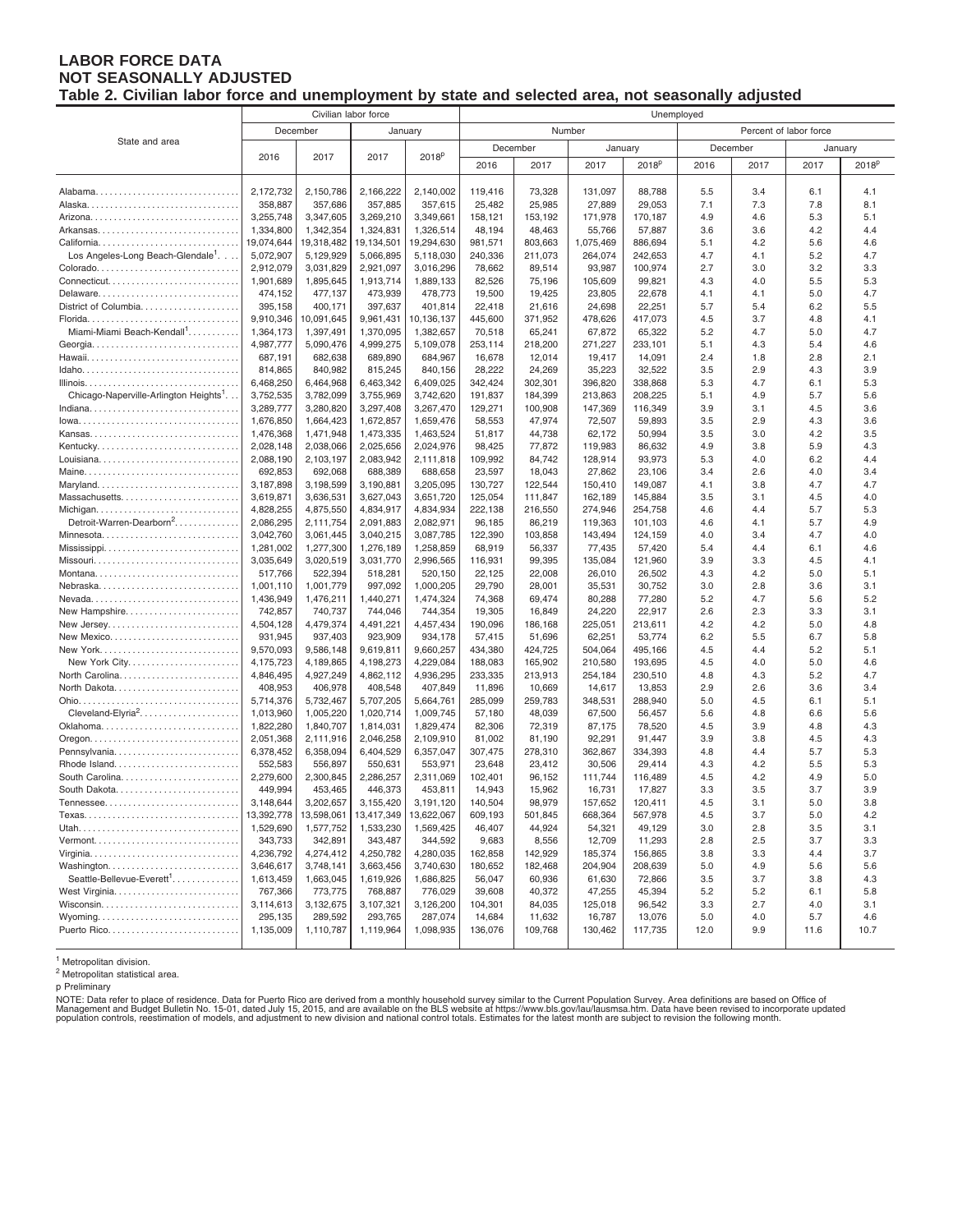# LABOR FORCE DATA
## NOT SEASONALLY ADJUSTED
### Table 2. Civilian labor force and unemployment by state and selected area, not seasonally adjusted

| State and area | Civilian labor force | | | | Unemployed | | | | | | | |
|---|---|---|---|---|---|---|---|---|---|---|---|---|
| | | | | | Number | | | | Percent of labor force | | | |
| | December | | January | | December | | January | | December | | January | |
| | 2016 | 2017 | 2017 | 2018p | 2016 | 2017 | 2017 | 2018p | 2016 | 2017 | 2017 | 2018p |
| Alabama | 2,172,732 | 2,150,786 | 2,166,222 | 2,140,002 | 119,416 | 73,328 | 131,097 | 88,788 | 5.5 | 3.4 | 6.1 | 4.1 |
| Alaska | 358,887 | 357,686 | 357,885 | 357,615 | 25,482 | 25,985 | 27,889 | 29,053 | 7.1 | 7.3 | 7.8 | 8.1 |
| Arizona | 3,255,748 | 3,347,605 | 3,269,210 | 3,349,661 | 158,121 | 153,192 | 171,978 | 170,187 | 4.9 | 4.6 | 5.3 | 5.1 |
| Arkansas | 1,334,800 | 1,342,354 | 1,324,831 | 1,326,514 | 48,194 | 48,463 | 55,766 | 57,887 | 3.6 | 3.6 | 4.2 | 4.4 |
| California | 19,074,644 | 19,318,482 | 19,134,501 | 19,294,630 | 981,571 | 803,663 | 1,075,469 | 886,694 | 5.1 | 4.2 | 5.6 | 4.6 |
| Los Angeles-Long Beach-Glendale[1] | 5,072,907 | 5,129,929 | 5,066,895 | 5,118,030 | 240,336 | 211,073 | 264,074 | 242,653 | 4.7 | 4.1 | 5.2 | 4.7 |
| Colorado | 2,912,079 | 3,031,829 | 2,921,097 | 3,016,296 | 78,662 | 89,514 | 93,987 | 100,974 | 2.7 | 3.0 | 3.2 | 3.3 |
| Connecticut | 1,901,689 | 1,895,645 | 1,913,714 | 1,889,133 | 82,526 | 75,196 | 105,609 | 99,821 | 4.3 | 4.0 | 5.5 | 5.3 |
| Delaware | 474,152 | 477,137 | 473,939 | 478,773 | 19,500 | 19,425 | 23,805 | 22,678 | 4.1 | 4.1 | 5.0 | 4.7 |
| District of Columbia | 395,158 | 400,171 | 397,637 | 401,814 | 22,418 | 21,616 | 24,698 | 22,251 | 5.7 | 5.4 | 6.2 | 5.5 |
| Florida | 9,910,346 | 10,091,645 | 9,961,431 | 10,136,137 | 445,600 | 371,952 | 478,626 | 417,073 | 4.5 | 3.7 | 4.8 | 4.1 |
| Miami-Miami Beach-Kendall[1] | 1,364,173 | 1,397,491 | 1,370,095 | 1,382,657 | 70,518 | 65,241 | 67,872 | 65,322 | 5.2 | 4.7 | 5.0 | 4.7 |
| Georgia | 4,987,777 | 5,090,476 | 4,999,275 | 5,109,078 | 253,114 | 218,200 | 271,227 | 233,101 | 5.1 | 4.3 | 5.4 | 4.6 |
| Hawaii | 687,191 | 682,638 | 689,890 | 684,967 | 16,678 | 12,014 | 19,417 | 14,091 | 2.4 | 1.8 | 2.8 | 2.1 |
| Idaho | 814,865 | 840,982 | 815,245 | 840,156 | 28,222 | 24,269 | 35,223 | 32,522 | 3.5 | 2.9 | 4.3 | 3.9 |
| Illinois | 6,468,250 | 6,464,968 | 6,463,342 | 6,409,025 | 342,424 | 302,301 | 396,820 | 338,868 | 5.3 | 4.7 | 6.1 | 5.3 |
| Chicago-Naperville-Arlington Heights[1] | 3,752,535 | 3,782,099 | 3,755,969 | 3,742,620 | 191,837 | 184,399 | 213,863 | 208,225 | 5.1 | 4.9 | 5.7 | 5.6 |
| Indiana | 3,289,777 | 3,280,820 | 3,297,408 | 3,267,470 | 129,271 | 100,908 | 147,369 | 116,349 | 3.9 | 3.1 | 4.5 | 3.6 |
| Iowa | 1,676,850 | 1,664,423 | 1,672,857 | 1,659,476 | 58,553 | 47,974 | 72,507 | 59,893 | 3.5 | 2.9 | 4.3 | 3.6 |
| Kansas | 1,476,368 | 1,471,948 | 1,473,335 | 1,463,524 | 51,817 | 44,738 | 62,172 | 50,994 | 3.5 | 3.0 | 4.2 | 3.5 |
| Kentucky | 2,028,148 | 2,038,066 | 2,025,656 | 2,024,976 | 98,425 | 77,872 | 119,983 | 86,632 | 4.9 | 3.8 | 5.9 | 4.3 |
| Louisiana | 2,088,190 | 2,103,197 | 2,083,942 | 2,111,818 | 109,992 | 84,742 | 128,914 | 93,973 | 5.3 | 4.0 | 6.2 | 4.4 |
| Maine | 692,853 | 692,068 | 688,389 | 688,658 | 23,597 | 18,043 | 27,862 | 23,106 | 3.4 | 2.6 | 4.0 | 3.4 |
| Maryland | 3,187,898 | 3,198,599 | 3,190,881 | 3,205,095 | 130,727 | 122,544 | 150,410 | 149,087 | 4.1 | 3.8 | 4.7 | 4.7 |
| Massachusetts | 3,619,871 | 3,636,531 | 3,627,043 | 3,651,720 | 125,054 | 111,847 | 162,189 | 145,884 | 3.5 | 3.1 | 4.5 | 4.0 |
| Michigan | 4,828,255 | 4,875,550 | 4,834,917 | 4,834,934 | 222,138 | 216,550 | 274,946 | 254,758 | 4.6 | 4.4 | 5.7 | 5.3 |
| Detroit-Warren-Dearborn[2] | 2,086,295 | 2,111,754 | 2,091,883 | 2,082,971 | 96,185 | 86,219 | 119,363 | 101,103 | 4.6 | 4.1 | 5.7 | 4.9 |
| Minnesota | 3,042,760 | 3,061,445 | 3,040,215 | 3,087,785 | 122,390 | 103,858 | 143,494 | 124,159 | 4.0 | 3.4 | 4.7 | 4.0 |
| Mississippi | 1,281,002 | 1,277,300 | 1,276,189 | 1,258,859 | 68,919 | 56,337 | 77,435 | 57,420 | 5.4 | 4.4 | 6.1 | 4.6 |
| Missouri | 3,035,649 | 3,020,519 | 3,031,770 | 2,996,565 | 116,931 | 99,395 | 135,084 | 121,960 | 3.9 | 3.3 | 4.5 | 4.1 |
| Montana | 517,766 | 522,394 | 518,281 | 520,150 | 22,125 | 22,008 | 26,010 | 26,502 | 4.3 | 4.2 | 5.0 | 5.1 |
| Nebraska | 1,001,110 | 1,001,779 | 997,092 | 1,000,205 | 29,790 | 28,001 | 35,531 | 30,752 | 3.0 | 2.8 | 3.6 | 3.1 |
| Nevada | 1,436,949 | 1,476,211 | 1,440,271 | 1,474,324 | 74,368 | 69,474 | 80,288 | 77,280 | 5.2 | 4.7 | 5.6 | 5.2 |
| New Hampshire | 742,857 | 740,737 | 744,046 | 744,354 | 19,305 | 16,849 | 24,220 | 22,917 | 2.6 | 2.3 | 3.3 | 3.1 |
| New Jersey | 4,504,128 | 4,479,374 | 4,491,221 | 4,457,434 | 190,096 | 186,168 | 225,051 | 213,611 | 4.2 | 4.2 | 5.0 | 4.8 |
| New Mexico | 931,945 | 937,403 | 923,909 | 934,178 | 57,415 | 51,696 | 62,251 | 53,774 | 6.2 | 5.5 | 6.7 | 5.8 |
| New York | 9,570,093 | 9,586,148 | 9,619,811 | 9,660,257 | 434,380 | 424,725 | 504,064 | 495,166 | 4.5 | 4.4 | 5.2 | 5.1 |
| New York City | 4,175,723 | 4,189,865 | 4,198,273 | 4,229,084 | 188,083 | 165,902 | 210,580 | 193,695 | 4.5 | 4.0 | 5.0 | 4.6 |
| North Carolina | 4,846,495 | 4,927,249 | 4,862,112 | 4,936,295 | 233,335 | 213,913 | 254,184 | 230,510 | 4.8 | 4.3 | 5.2 | 4.7 |
| North Dakota | 408,953 | 406,978 | 408,548 | 407,849 | 11,896 | 10,669 | 14,617 | 13,853 | 2.9 | 2.6 | 3.6 | 3.4 |
| Ohio | 5,714,376 | 5,732,467 | 5,707,205 | 5,664,761 | 285,099 | 259,783 | 348,531 | 288,940 | 5.0 | 4.5 | 6.1 | 5.1 |
| Cleveland-Elyria[2] | 1,013,960 | 1,005,220 | 1,020,714 | 1,009,745 | 57,180 | 48,039 | 67,500 | 56,457 | 5.6 | 4.8 | 6.6 | 5.6 |
| Oklahoma | 1,822,280 | 1,840,707 | 1,814,031 | 1,829,474 | 82,306 | 72,319 | 87,175 | 78,520 | 4.5 | 3.9 | 4.8 | 4.3 |
| Oregon | 2,051,368 | 2,111,916 | 2,046,258 | 2,109,910 | 81,002 | 81,190 | 92,291 | 91,447 | 3.9 | 3.8 | 4.5 | 4.3 |
| Pennsylvania | 6,378,452 | 6,358,094 | 6,404,529 | 6,357,047 | 307,475 | 278,310 | 362,867 | 334,393 | 4.8 | 4.4 | 5.7 | 5.3 |
| Rhode Island | 552,583 | 556,897 | 550,631 | 553,971 | 23,648 | 23,412 | 30,506 | 29,414 | 4.3 | 4.2 | 5.5 | 5.3 |
| South Carolina | 2,279,600 | 2,300,845 | 2,286,257 | 2,311,069 | 102,401 | 96,152 | 111,744 | 116,489 | 4.5 | 4.2 | 4.9 | 5.0 |
| South Dakota | 449,994 | 453,465 | 446,373 | 453,811 | 14,943 | 15,962 | 16,731 | 17,827 | 3.3 | 3.5 | 3.7 | 3.9 |
| Tennessee | 3,148,644 | 3,202,657 | 3,155,420 | 3,191,120 | 140,504 | 98,979 | 157,652 | 120,411 | 4.5 | 3.1 | 5.0 | 3.8 |
| Texas | 13,392,778 | 13,598,061 | 13,417,349 | 13,622,067 | 609,193 | 501,845 | 668,364 | 567,978 | 4.5 | 3.7 | 5.0 | 4.2 |
| Utah | 1,529,690 | 1,577,752 | 1,533,230 | 1,569,425 | 46,407 | 44,924 | 54,321 | 49,129 | 3.0 | 2.8 | 3.5 | 3.1 |
| Vermont | 343,733 | 342,891 | 343,487 | 344,592 | 9,683 | 8,556 | 12,709 | 11,293 | 2.8 | 2.5 | 3.7 | 3.3 |
| Virginia | 4,236,792 | 4,274,412 | 4,250,782 | 4,280,035 | 162,858 | 142,929 | 185,374 | 156,865 | 3.8 | 3.3 | 4.4 | 3.7 |
| Washington | 3,646,617 | 3,748,141 | 3,663,456 | 3,740,630 | 180,652 | 182,468 | 204,904 | 208,639 | 5.0 | 4.9 | 5.6 | 5.6 |
| Seattle-Bellevue-Everett[1] | 1,613,459 | 1,663,045 | 1,619,926 | 1,686,825 | 56,047 | 60,936 | 61,630 | 72,866 | 3.5 | 3.7 | 3.8 | 4.3 |
| West Virginia | 767,366 | 773,775 | 768,887 | 776,029 | 39,608 | 40,372 | 47,255 | 45,394 | 5.2 | 5.2 | 6.1 | 5.8 |
| Wisconsin | 3,114,613 | 3,132,675 | 3,107,321 | 3,126,200 | 104,301 | 84,035 | 125,018 | 96,542 | 3.3 | 2.7 | 4.0 | 3.1 |
| Wyoming | 295,135 | 289,592 | 293,765 | 287,074 | 14,684 | 11,632 | 16,787 | 13,076 | 5.0 | 4.0 | 5.7 | 4.6 |
| Puerto Rico | 1,135,009 | 1,110,787 | 1,119,964 | 1,098,935 | 136,076 | 109,768 | 130,462 | 117,735 | 12.0 | 9.9 | 11.6 | 10.7 |

[1] Metropolitan division.

[2] Metropolitan statistical area.

p Preliminary

NOTE: Data refer to place of residence. Data for Puerto Rico are derived from a monthly household survey similar to the Current Population Survey. Area definitions are based on Office of Management and Budget Bulletin No. 15-01, dated July 15, 2015, and are available on the BLS website at https://www.bls.gov/lau/lausmsa.htm. Data have been revised to incorporate updated population controls, reestimation of models, and adjustment to new division and national control totals. Estimates for the latest month are subject to revision the following month.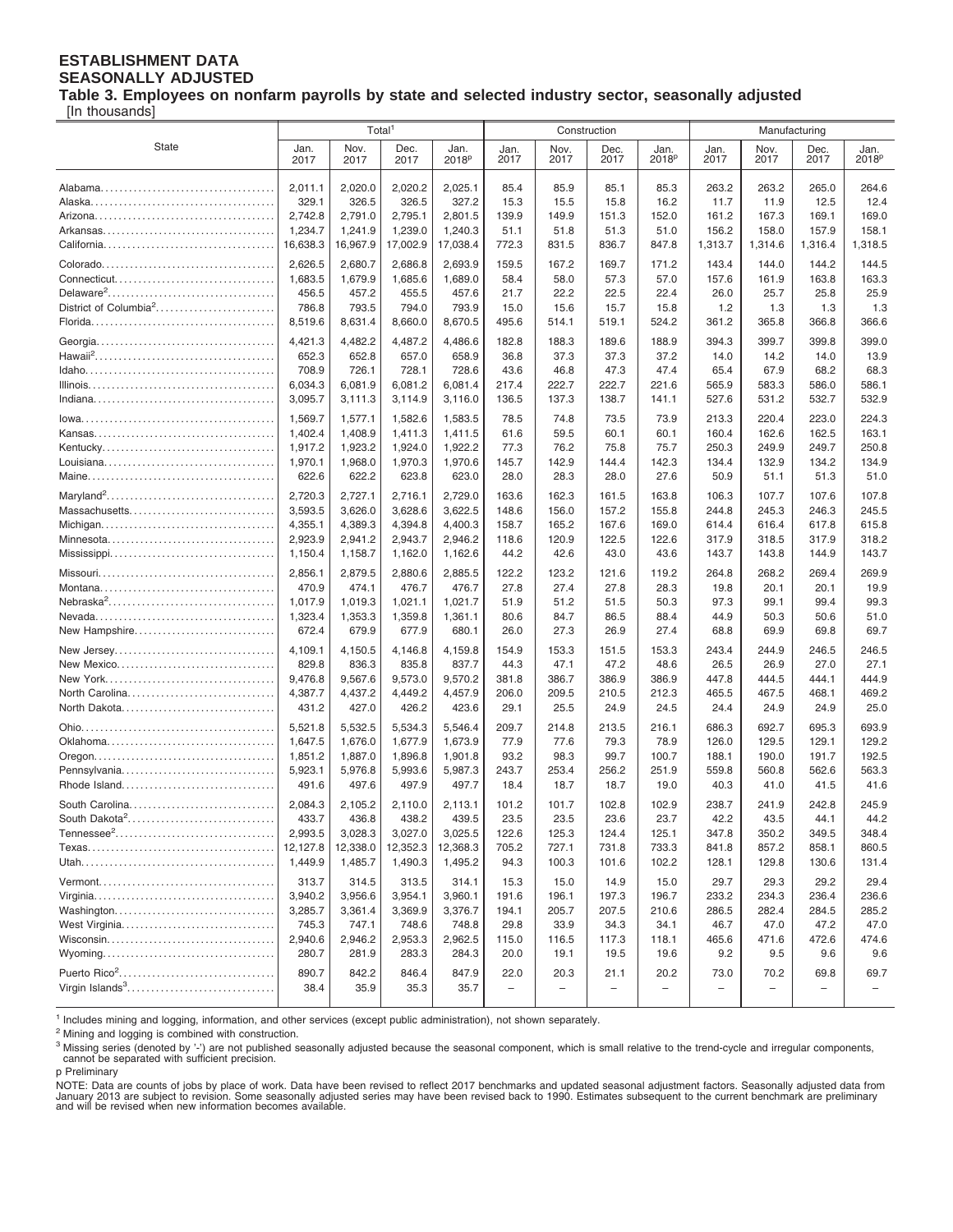# ESTABLISHMENT DATA
## SEASONALLY ADJUSTED

### Table 3. Employees on nonfarm payrolls by state and selected industry sector, seasonally adjusted

[In thousands]

| State | Total[1] | | | | Construction | | | | Manufacturing | | | |
|---|---|---|---|---|---|---|---|---|---|---|---|---|
| | Jan. 2017 | Nov. 2017 | Dec. 2017 | Jan. 2018p | Jan. 2017 | Nov. 2017 | Dec. 2017 | Jan. 2018p | Jan. 2017 | Nov. 2017 | Dec. 2017 | Jan. 2018p |
| Alabama | 2,011.1 | 2,020.0 | 2,020.2 | 2,025.1 | 85.4 | 85.9 | 85.1 | 85.3 | 263.2 | 263.2 | 265.0 | 264.6 |
| Alaska | 329.1 | 326.5 | 326.5 | 327.2 | 15.3 | 15.5 | 15.8 | 16.2 | 11.7 | 11.9 | 12.5 | 12.4 |
| Arizona | 2,742.8 | 2,791.0 | 2,795.1 | 2,801.5 | 139.9 | 149.9 | 151.3 | 152.0 | 161.2 | 167.3 | 169.1 | 169.0 |
| Arkansas | 1,234.7 | 1,241.9 | 1,239.0 | 1,240.3 | 51.1 | 51.8 | 51.3 | 51.0 | 156.2 | 158.0 | 157.9 | 158.1 |
| California | 16,638.3 | 16,967.9 | 17,002.9 | 17,038.4 | 772.3 | 831.5 | 836.7 | 847.8 | 1,313.7 | 1,314.6 | 1,316.4 | 1,318.5 |
| Colorado | 2,626.5 | 2,680.7 | 2,686.8 | 2,693.9 | 159.5 | 167.2 | 169.7 | 171.2 | 143.4 | 144.0 | 144.2 | 144.5 |
| Connecticut | 1,683.5 | 1,679.9 | 1,685.6 | 1,689.0 | 58.4 | 58.0 | 57.3 | 57.0 | 157.6 | 161.9 | 163.8 | 163.3 |
| Delaware[2] | 456.5 | 457.2 | 455.5 | 457.6 | 21.7 | 22.2 | 22.5 | 22.4 | 26.0 | 25.7 | 25.8 | 25.9 |
| District of Columbia[2] | 786.8 | 793.5 | 794.0 | 793.9 | 15.0 | 15.6 | 15.7 | 15.8 | 1.2 | 1.3 | 1.3 | 1.3 |
| Florida | 8,519.6 | 8,631.4 | 8,660.0 | 8,670.5 | 495.6 | 514.1 | 519.1 | 524.2 | 361.2 | 365.8 | 366.8 | 366.6 |
| Georgia | 4,421.3 | 4,482.2 | 4,487.2 | 4,486.6 | 182.8 | 188.3 | 189.6 | 188.9 | 394.3 | 399.7 | 399.8 | 399.0 |
| Hawaii[2] | 652.3 | 652.8 | 657.0 | 658.9 | 36.8 | 37.3 | 37.3 | 37.2 | 14.0 | 14.2 | 14.0 | 13.9 |
| Idaho | 708.9 | 726.1 | 728.1 | 728.6 | 43.6 | 46.8 | 47.3 | 47.4 | 65.4 | 67.9 | 68.2 | 68.3 |
| Illinois | 6,034.3 | 6,081.9 | 6,081.2 | 6,081.4 | 217.4 | 222.7 | 222.7 | 221.6 | 565.9 | 583.3 | 586.0 | 586.1 |
| Indiana | 3,095.7 | 3,111.3 | 3,114.9 | 3,116.0 | 136.5 | 137.3 | 138.7 | 141.1 | 527.6 | 531.2 | 532.7 | 532.9 |
| Iowa | 1,569.7 | 1,577.1 | 1,582.6 | 1,583.5 | 78.5 | 74.8 | 73.5 | 73.9 | 213.3 | 220.4 | 223.0 | 224.3 |
| Kansas | 1,402.4 | 1,408.9 | 1,411.3 | 1,411.5 | 61.6 | 59.5 | 60.1 | 60.1 | 160.4 | 162.6 | 162.5 | 163.1 |
| Kentucky | 1,917.2 | 1,923.2 | 1,924.0 | 1,922.2 | 77.3 | 76.2 | 75.8 | 75.7 | 250.3 | 249.9 | 249.7 | 250.8 |
| Louisiana | 1,970.1 | 1,968.0 | 1,970.3 | 1,970.6 | 145.7 | 142.9 | 144.4 | 142.3 | 134.4 | 132.9 | 134.2 | 134.9 |
| Maine | 622.6 | 622.2 | 623.8 | 623.0 | 28.0 | 28.3 | 28.0 | 27.6 | 50.9 | 51.1 | 51.3 | 51.0 |
| Maryland[2] | 2,720.3 | 2,727.1 | 2,716.1 | 2,729.0 | 163.6 | 162.3 | 161.5 | 163.8 | 106.3 | 107.7 | 107.6 | 107.8 |
| Massachusetts | 3,593.5 | 3,626.0 | 3,628.6 | 3,622.5 | 148.6 | 156.0 | 157.2 | 155.8 | 244.8 | 245.3 | 246.3 | 245.5 |
| Michigan | 4,355.1 | 4,389.3 | 4,394.8 | 4,400.3 | 158.7 | 165.2 | 167.6 | 169.0 | 614.4 | 616.4 | 617.8 | 615.8 |
| Minnesota | 2,923.9 | 2,941.2 | 2,943.7 | 2,946.2 | 118.6 | 120.9 | 122.5 | 122.6 | 317.9 | 318.5 | 317.9 | 318.2 |
| Mississippi | 1,150.4 | 1,158.7 | 1,162.0 | 1,162.6 | 44.2 | 42.6 | 43.0 | 43.6 | 143.7 | 143.8 | 144.9 | 143.7 |
| Missouri | 2,856.1 | 2,879.5 | 2,880.6 | 2,885.5 | 122.2 | 123.2 | 121.6 | 119.2 | 264.8 | 268.2 | 269.4 | 269.9 |
| Montana | 470.9 | 474.1 | 476.7 | 476.7 | 27.8 | 27.4 | 27.8 | 28.3 | 19.8 | 20.1 | 20.1 | 19.9 |
| Nebraska[2] | 1,017.9 | 1,019.3 | 1,021.1 | 1,021.7 | 51.9 | 51.2 | 51.5 | 50.3 | 97.3 | 99.1 | 99.4 | 99.3 |
| Nevada | 1,323.4 | 1,353.3 | 1,359.8 | 1,361.1 | 80.6 | 84.7 | 86.5 | 88.4 | 44.9 | 50.3 | 50.6 | 51.0 |
| New Hampshire | 672.4 | 679.9 | 677.9 | 680.1 | 26.0 | 27.3 | 26.9 | 27.4 | 68.8 | 69.9 | 69.8 | 69.7 |
| New Jersey | 4,109.1 | 4,150.5 | 4,146.8 | 4,159.8 | 154.9 | 153.3 | 151.5 | 153.3 | 243.4 | 244.9 | 246.5 | 246.5 |
| New Mexico | 829.8 | 836.3 | 835.8 | 837.7 | 44.3 | 47.1 | 47.2 | 48.6 | 26.5 | 26.9 | 27.0 | 27.1 |
| New York | 9,476.8 | 9,567.6 | 9,573.0 | 9,570.2 | 381.8 | 386.7 | 386.9 | 386.9 | 447.8 | 444.5 | 444.1 | 444.9 |
| North Carolina | 4,387.7 | 4,437.2 | 4,449.2 | 4,457.9 | 206.0 | 209.5 | 210.5 | 212.3 | 465.5 | 467.5 | 468.1 | 469.2 |
| North Dakota | 431.2 | 427.0 | 426.2 | 423.6 | 29.1 | 25.5 | 24.9 | 24.5 | 24.4 | 24.9 | 24.9 | 25.0 |
| Ohio | 5,521.8 | 5,532.5 | 5,534.3 | 5,546.4 | 209.7 | 214.8 | 213.5 | 216.1 | 686.3 | 692.7 | 695.3 | 693.9 |
| Oklahoma | 1,647.5 | 1,676.0 | 1,677.9 | 1,673.9 | 77.9 | 77.6 | 79.3 | 78.9 | 126.0 | 129.5 | 129.1 | 129.2 |
| Oregon | 1,851.2 | 1,887.0 | 1,896.8 | 1,901.8 | 93.2 | 98.3 | 99.7 | 100.7 | 188.1 | 190.0 | 191.7 | 192.5 |
| Pennsylvania | 5,923.1 | 5,976.8 | 5,993.6 | 5,987.3 | 243.7 | 253.4 | 256.2 | 251.9 | 559.8 | 560.8 | 562.6 | 563.3 |
| Rhode Island | 491.6 | 497.6 | 497.9 | 497.7 | 18.4 | 18.7 | 18.7 | 19.0 | 40.3 | 41.0 | 41.5 | 41.6 |
| South Carolina | 2,084.3 | 2,105.2 | 2,110.0 | 2,113.1 | 101.2 | 101.7 | 102.8 | 102.9 | 238.7 | 241.9 | 242.8 | 245.9 |
| South Dakota[2] | 433.7 | 436.8 | 438.2 | 439.5 | 23.5 | 23.5 | 23.6 | 23.7 | 42.2 | 43.5 | 44.1 | 44.2 |
| Tennessee[2] | 2,993.5 | 3,028.3 | 3,027.0 | 3,025.5 | 122.6 | 125.3 | 124.4 | 125.1 | 347.8 | 350.2 | 349.5 | 348.4 |
| Texas | 12,127.8 | 12,338.0 | 12,352.3 | 12,368.3 | 705.2 | 727.1 | 731.8 | 733.3 | 841.8 | 857.2 | 858.1 | 860.5 |
| Utah | 1,449.9 | 1,485.7 | 1,490.3 | 1,495.2 | 94.3 | 100.3 | 101.6 | 102.2 | 128.1 | 129.8 | 130.6 | 131.4 |
| Vermont | 313.7 | 314.5 | 313.5 | 314.1 | 15.3 | 15.0 | 14.9 | 15.0 | 29.7 | 29.3 | 29.2 | 29.4 |
| Virginia | 3,940.2 | 3,956.6 | 3,954.1 | 3,960.1 | 191.6 | 196.1 | 197.3 | 196.7 | 233.2 | 234.3 | 236.4 | 236.6 |
| Washington | 3,285.7 | 3,361.4 | 3,369.9 | 3,376.7 | 194.1 | 205.7 | 207.5 | 210.6 | 286.5 | 282.4 | 284.5 | 285.2 |
| West Virginia | 745.3 | 747.1 | 748.6 | 748.8 | 29.8 | 33.9 | 34.3 | 34.1 | 46.7 | 47.0 | 47.2 | 47.0 |
| Wisconsin | 2,940.6 | 2,946.2 | 2,953.3 | 2,962.5 | 115.0 | 116.5 | 117.3 | 118.1 | 465.6 | 471.6 | 472.6 | 474.6 |
| Wyoming | 280.7 | 281.9 | 283.3 | 284.3 | 20.0 | 19.1 | 19.5 | 19.6 | 9.2 | 9.5 | 9.6 | 9.6 |
| Puerto Rico[2] | 890.7 | 842.2 | 846.4 | 847.9 | 22.0 | 20.3 | 21.1 | 20.2 | 73.0 | 70.2 | 69.8 | 69.7 |
| Virgin Islands[3] | 38.4 | 35.9 | 35.3 | 35.7 | – | – | – | – | – | – | – | – |

[1] Includes mining and logging, information, and other services (except public administration), not shown separately.

[2] Mining and logging is combined with construction.

[3] Missing series (denoted by '-') are not published seasonally adjusted because the seasonal component, which is small relative to the trend-cycle and irregular components, cannot be separated with sufficient precision.

p Preliminary

NOTE: Data are counts of jobs by place of work. Data have been revised to reflect 2017 benchmarks and updated seasonal adjustment factors. Seasonally adjusted data from January 2013 are subject to revision. Some seasonally adjusted series may have been revised back to 1990. Estimates subsequent to the current benchmark are preliminary and will be revised when new information becomes available.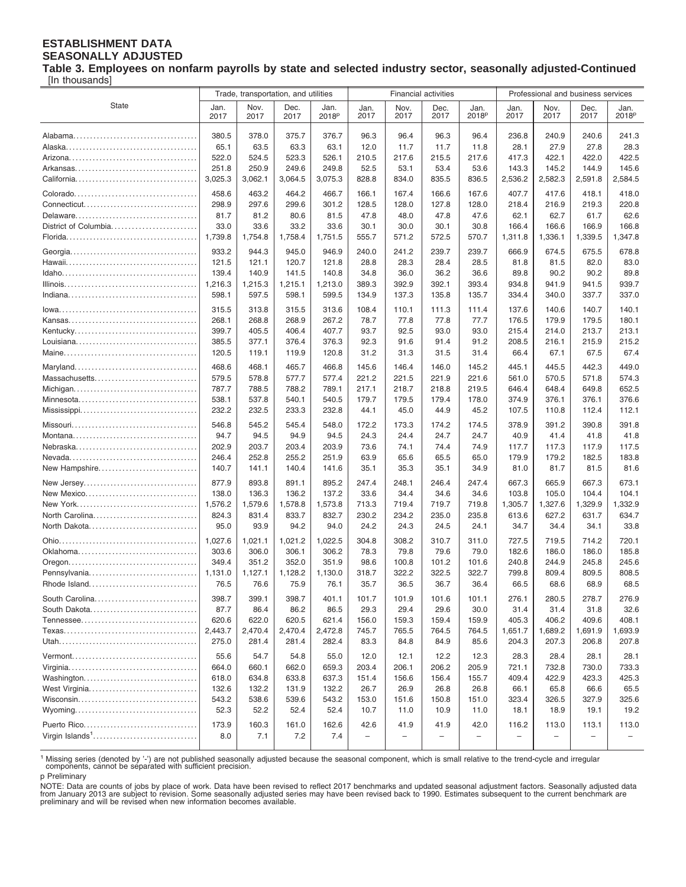**ESTABLISHMENT DATA**
**SEASONALLY ADJUSTED**

**Table 3. Employees on nonfarm payrolls by state and selected industry sector, seasonally adjusted-Continued**
[In thousands]

| State | Trade, transportation, and utilities | | | | Financial activities | | | | Professional and business services | | | |
|---|---|---|---|---|---|---|---|---|---|---|---|---|
| | Jan. 2017 | Nov. 2017 | Dec. 2017 | Jan. 2018p | Jan. 2017 | Nov. 2017 | Dec. 2017 | Jan. 2018p | Jan. 2017 | Nov. 2017 | Dec. 2017 | Jan. 2018p |
| Alabama | 380.5 | 378.0 | 375.7 | 376.7 | 96.3 | 96.4 | 96.3 | 96.4 | 236.8 | 240.9 | 240.6 | 241.3 |
| Alaska | 65.1 | 63.5 | 63.3 | 63.1 | 12.0 | 11.7 | 11.7 | 11.8 | 28.1 | 27.9 | 27.8 | 28.3 |
| Arizona | 522.0 | 524.5 | 523.3 | 526.1 | 210.5 | 217.6 | 215.5 | 217.6 | 417.3 | 422.1 | 422.0 | 422.5 |
| Arkansas | 251.8 | 250.9 | 249.6 | 249.8 | 52.5 | 53.1 | 53.4 | 53.6 | 143.3 | 145.2 | 144.9 | 145.6 |
| California | 3,025.3 | 3,062.1 | 3,064.5 | 3,075.3 | 828.8 | 834.0 | 835.5 | 836.5 | 2,536.2 | 2,582.3 | 2,591.8 | 2,584.5 |
| Colorado | 458.6 | 463.2 | 464.2 | 466.7 | 166.1 | 167.4 | 166.6 | 167.6 | 407.7 | 417.6 | 418.1 | 418.0 |
| Connecticut | 298.9 | 297.6 | 299.6 | 301.2 | 128.5 | 128.0 | 127.8 | 128.0 | 218.4 | 216.9 | 219.3 | 220.8 |
| Delaware | 81.7 | 81.2 | 80.6 | 81.5 | 47.8 | 48.0 | 47.8 | 47.6 | 62.1 | 62.7 | 61.7 | 62.6 |
| District of Columbia | 33.0 | 33.6 | 33.2 | 33.6 | 30.1 | 30.0 | 30.1 | 30.8 | 166.4 | 166.6 | 166.9 | 166.8 |
| Florida | 1,739.8 | 1,754.8 | 1,758.4 | 1,751.5 | 555.7 | 571.2 | 572.5 | 570.7 | 1,311.8 | 1,336.1 | 1,339.5 | 1,347.8 |
| Georgia | 933.2 | 944.3 | 945.0 | 946.9 | 240.0 | 241.2 | 239.7 | 239.7 | 666.9 | 674.5 | 675.5 | 678.8 |
| Hawaii | 121.5 | 121.1 | 120.7 | 121.8 | 28.8 | 28.3 | 28.4 | 28.5 | 81.8 | 81.5 | 82.0 | 83.0 |
| Idaho | 139.4 | 140.9 | 141.5 | 140.8 | 34.8 | 36.0 | 36.2 | 36.6 | 89.8 | 90.2 | 90.2 | 89.8 |
| Illinois | 1,216.3 | 1,215.3 | 1,215.1 | 1,213.0 | 389.3 | 392.9 | 392.1 | 393.4 | 934.8 | 941.9 | 941.5 | 939.7 |
| Indiana | 598.1 | 597.5 | 598.1 | 599.5 | 134.9 | 137.3 | 135.8 | 135.7 | 334.4 | 340.0 | 337.7 | 337.0 |
| Iowa | 315.5 | 313.8 | 315.5 | 313.6 | 108.4 | 110.1 | 111.3 | 111.4 | 137.6 | 140.6 | 140.7 | 140.1 |
| Kansas | 268.1 | 268.8 | 268.9 | 267.2 | 78.7 | 77.8 | 77.8 | 77.7 | 176.5 | 179.9 | 179.5 | 180.1 |
| Kentucky | 399.7 | 405.5 | 406.4 | 407.7 | 93.7 | 92.5 | 93.0 | 93.0 | 215.4 | 214.0 | 213.7 | 213.1 |
| Louisiana | 385.5 | 377.1 | 376.4 | 376.3 | 92.3 | 91.6 | 91.4 | 91.2 | 208.5 | 216.1 | 215.9 | 215.2 |
| Maine | 120.5 | 119.1 | 119.9 | 120.8 | 31.2 | 31.3 | 31.5 | 31.4 | 66.4 | 67.1 | 67.5 | 67.4 |
| Maryland | 468.6 | 468.1 | 465.7 | 466.8 | 145.6 | 146.4 | 146.0 | 145.2 | 445.1 | 445.5 | 442.3 | 449.0 |
| Massachusetts | 579.5 | 578.8 | 577.7 | 577.4 | 221.2 | 221.5 | 221.9 | 221.6 | 561.0 | 570.5 | 571.8 | 574.3 |
| Michigan | 787.7 | 788.5 | 788.2 | 789.1 | 217.1 | 218.7 | 218.8 | 219.5 | 646.4 | 648.4 | 649.8 | 652.5 |
| Minnesota | 538.1 | 537.8 | 540.1 | 540.5 | 179.7 | 179.5 | 179.4 | 178.0 | 374.9 | 376.1 | 376.1 | 376.6 |
| Mississippi | 232.2 | 232.5 | 233.3 | 232.8 | 44.1 | 45.0 | 44.9 | 45.2 | 107.5 | 110.8 | 112.4 | 112.1 |
| Missouri | 546.8 | 545.2 | 545.4 | 548.0 | 172.2 | 173.3 | 174.2 | 174.5 | 378.9 | 391.2 | 390.8 | 391.8 |
| Montana | 94.7 | 94.5 | 94.9 | 94.5 | 24.3 | 24.4 | 24.7 | 24.7 | 40.9 | 41.4 | 41.8 | 41.8 |
| Nebraska | 202.9 | 203.7 | 203.4 | 203.9 | 73.6 | 74.1 | 74.4 | 74.9 | 117.7 | 117.3 | 117.9 | 117.5 |
| Nevada | 246.4 | 252.8 | 255.2 | 251.9 | 63.9 | 65.6 | 65.5 | 65.0 | 179.9 | 179.2 | 182.5 | 183.8 |
| New Hampshire | 140.7 | 141.1 | 140.4 | 141.6 | 35.1 | 35.3 | 35.1 | 34.9 | 81.0 | 81.7 | 81.5 | 81.6 |
| New Jersey | 877.9 | 893.8 | 891.1 | 895.2 | 247.4 | 248.1 | 246.4 | 247.4 | 667.3 | 665.9 | 667.3 | 673.1 |
| New Mexico | 138.0 | 136.3 | 136.2 | 137.2 | 33.6 | 34.4 | 34.6 | 34.6 | 103.8 | 105.0 | 104.4 | 104.1 |
| New York | 1,576.2 | 1,579.6 | 1,578.8 | 1,573.8 | 713.3 | 719.4 | 719.7 | 719.8 | 1,305.7 | 1,327.6 | 1,329.9 | 1,332.9 |
| North Carolina | 824.3 | 831.4 | 833.7 | 832.7 | 230.2 | 234.2 | 235.0 | 235.8 | 613.6 | 627.2 | 631.7 | 634.7 |
| North Dakota | 95.0 | 93.9 | 94.2 | 94.0 | 24.2 | 24.3 | 24.5 | 24.1 | 34.7 | 34.4 | 34.1 | 33.8 |
| Ohio | 1,027.6 | 1,021.1 | 1,021.2 | 1,022.5 | 304.8 | 308.2 | 310.7 | 311.0 | 727.5 | 719.5 | 714.2 | 720.1 |
| Oklahoma | 303.6 | 306.0 | 306.1 | 306.2 | 78.3 | 79.8 | 79.6 | 79.0 | 182.6 | 186.0 | 186.0 | 185.8 |
| Oregon | 349.4 | 351.2 | 352.0 | 351.9 | 98.6 | 100.8 | 101.2 | 101.6 | 240.8 | 244.9 | 245.8 | 245.6 |
| Pennsylvania | 1,131.0 | 1,127.1 | 1,128.2 | 1,130.0 | 318.7 | 322.2 | 322.5 | 322.7 | 799.8 | 809.4 | 809.5 | 808.5 |
| Rhode Island | 76.5 | 76.6 | 75.9 | 76.1 | 35.7 | 36.5 | 36.7 | 36.4 | 66.5 | 68.6 | 68.9 | 68.5 |
| South Carolina | 398.7 | 399.1 | 398.7 | 401.1 | 101.7 | 101.9 | 101.6 | 101.1 | 276.1 | 280.5 | 278.7 | 276.9 |
| South Dakota | 87.7 | 86.4 | 86.2 | 86.5 | 29.3 | 29.4 | 29.6 | 30.0 | 31.4 | 31.4 | 31.8 | 32.6 |
| Tennessee | 620.6 | 622.0 | 620.5 | 621.4 | 156.0 | 159.3 | 159.4 | 159.9 | 405.3 | 406.2 | 409.6 | 408.1 |
| Texas | 2,443.7 | 2,470.4 | 2,470.4 | 2,472.8 | 745.7 | 765.5 | 764.5 | 764.5 | 1,651.7 | 1,689.2 | 1,691.9 | 1,693.9 |
| Utah | 275.0 | 281.4 | 281.4 | 282.4 | 83.3 | 84.8 | 84.9 | 85.6 | 204.3 | 207.3 | 206.8 | 207.8 |
| Vermont | 55.6 | 54.7 | 54.8 | 55.0 | 12.0 | 12.1 | 12.2 | 12.3 | 28.3 | 28.4 | 28.1 | 28.1 |
| Virginia | 664.0 | 660.1 | 662.0 | 659.3 | 203.4 | 206.1 | 206.2 | 205.9 | 721.1 | 732.8 | 730.0 | 733.3 |
| Washington | 618.0 | 634.8 | 633.8 | 637.3 | 151.4 | 156.6 | 156.4 | 155.7 | 409.4 | 422.9 | 423.3 | 425.3 |
| West Virginia | 132.6 | 132.2 | 131.9 | 132.2 | 26.7 | 26.9 | 26.8 | 26.8 | 66.1 | 65.8 | 66.6 | 65.5 |
| Wisconsin | 543.2 | 538.6 | 539.6 | 543.2 | 153.0 | 151.6 | 150.8 | 151.0 | 323.4 | 326.5 | 327.9 | 325.6 |
| Wyoming | 52.3 | 52.2 | 52.4 | 52.4 | 10.7 | 11.0 | 10.9 | 11.0 | 18.1 | 18.9 | 19.1 | 19.2 |
| Puerto Rico | 173.9 | 160.3 | 161.0 | 162.6 | 42.6 | 41.9 | 41.9 | 42.0 | 116.2 | 113.0 | 113.1 | 113.0 |
| Virgin Islands[1] | 8.0 | 7.1 | 7.2 | 7.4 | – | – | – | – | – | – | – | – |

[1] Missing series (denoted by '-') are not published seasonally adjusted because the seasonal component, which is small relative to the trend-cycle and irregular components, cannot be separated with sufficient precision.

p Preliminary

NOTE: Data are counts of jobs by place of work. Data have been revised to reflect 2017 benchmarks and updated seasonal adjustment factors. Seasonally adjusted data from January 2013 are subject to revision. Some seasonally adjusted series may have been revised back to 1990. Estimates subsequent to the current benchmark are preliminary and will be revised when new information becomes available.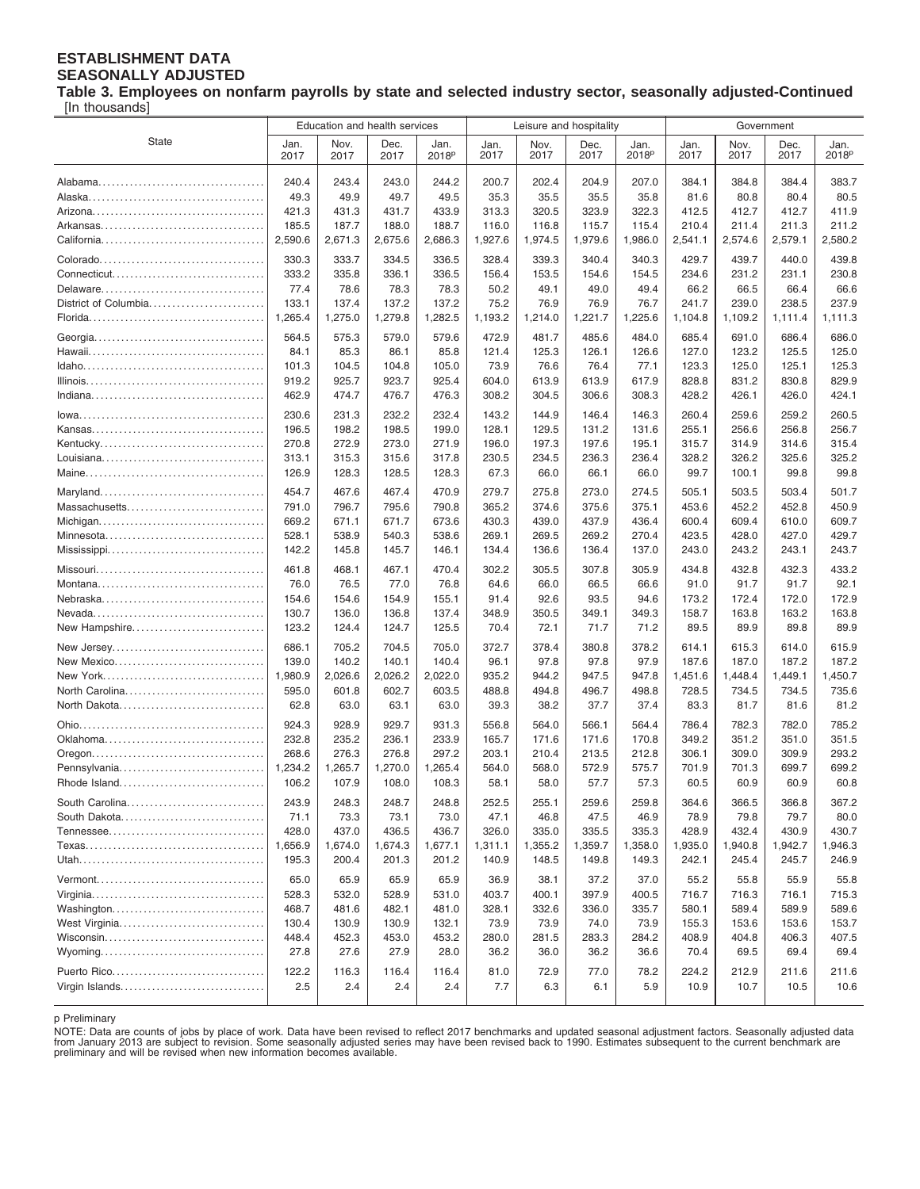**ESTABLISHMENT DATA**
**SEASONALLY ADJUSTED**

**Table 3. Employees on nonfarm payrolls by state and selected industry sector, seasonally adjusted-Continued**
[In thousands]

| State | Education and health services | | | | Leisure and hospitality | | | | Government | | | |
|---|---|---|---|---|---|---|---|---|---|---|---|---|
| | Jan. 2017 | Nov. 2017 | Dec. 2017 | Jan. 2018p | Jan. 2017 | Nov. 2017 | Dec. 2017 | Jan. 2018p | Jan. 2017 | Nov. 2017 | Dec. 2017 | Jan. 2018p |
| Alabama | 240.4 | 243.4 | 243.0 | 244.2 | 200.7 | 202.4 | 204.9 | 207.0 | 384.1 | 384.8 | 384.4 | 383.7 |
| Alaska | 49.3 | 49.9 | 49.7 | 49.5 | 35.3 | 35.5 | 35.5 | 35.8 | 81.6 | 80.8 | 80.4 | 80.5 |
| Arizona | 421.3 | 431.3 | 431.7 | 433.9 | 313.3 | 320.5 | 323.9 | 322.3 | 412.5 | 412.7 | 412.7 | 411.9 |
| Arkansas | 185.5 | 187.7 | 188.0 | 188.7 | 116.0 | 116.8 | 115.7 | 115.4 | 210.4 | 211.4 | 211.3 | 211.2 |
| California | 2,590.6 | 2,671.3 | 2,675.6 | 2,686.3 | 1,927.6 | 1,974.5 | 1,979.6 | 1,986.0 | 2,541.1 | 2,574.6 | 2,579.1 | 2,580.2 |
| Colorado | 330.3 | 333.7 | 334.5 | 336.5 | 328.4 | 339.3 | 340.4 | 340.3 | 429.7 | 439.7 | 440.0 | 439.8 |
| Connecticut | 333.2 | 335.8 | 336.1 | 336.5 | 156.4 | 153.5 | 154.6 | 154.5 | 234.6 | 231.2 | 231.1 | 230.8 |
| Delaware | 77.4 | 78.6 | 78.3 | 78.3 | 50.2 | 49.1 | 49.0 | 49.4 | 66.2 | 66.5 | 66.4 | 66.6 |
| District of Columbia | 133.1 | 137.4 | 137.2 | 137.2 | 75.2 | 76.9 | 76.9 | 76.7 | 241.7 | 239.0 | 238.5 | 237.9 |
| Florida | 1,265.4 | 1,275.0 | 1,279.8 | 1,282.5 | 1,193.2 | 1,214.0 | 1,221.7 | 1,225.6 | 1,104.8 | 1,109.2 | 1,111.4 | 1,111.3 |
| Georgia | 564.5 | 575.3 | 579.0 | 579.6 | 472.9 | 481.7 | 485.6 | 484.0 | 685.4 | 691.0 | 686.4 | 686.0 |
| Hawaii | 84.1 | 85.3 | 86.1 | 85.8 | 121.4 | 125.3 | 126.1 | 126.6 | 127.0 | 123.2 | 125.5 | 125.0 |
| Idaho | 101.3 | 104.5 | 104.8 | 105.0 | 73.9 | 76.6 | 76.4 | 77.1 | 123.3 | 125.0 | 125.1 | 125.3 |
| Illinois | 919.2 | 925.7 | 923.7 | 925.4 | 604.0 | 613.9 | 613.9 | 617.9 | 828.8 | 831.2 | 830.8 | 829.9 |
| Indiana | 462.9 | 474.7 | 476.7 | 476.3 | 308.2 | 304.5 | 306.6 | 308.3 | 428.2 | 426.1 | 426.0 | 424.1 |
| Iowa | 230.6 | 231.3 | 232.2 | 232.4 | 143.2 | 144.9 | 146.4 | 146.3 | 260.4 | 259.6 | 259.2 | 260.5 |
| Kansas | 196.5 | 198.2 | 198.5 | 199.0 | 128.1 | 129.5 | 131.2 | 131.6 | 255.1 | 256.6 | 256.8 | 256.7 |
| Kentucky | 270.8 | 272.9 | 273.0 | 271.9 | 196.0 | 197.3 | 197.6 | 195.1 | 315.7 | 314.9 | 314.6 | 315.4 |
| Louisiana | 313.1 | 315.3 | 315.6 | 317.8 | 230.5 | 234.5 | 236.3 | 236.4 | 328.2 | 326.2 | 325.6 | 325.2 |
| Maine | 126.9 | 128.3 | 128.5 | 128.3 | 67.3 | 66.0 | 66.1 | 66.0 | 99.7 | 100.1 | 99.8 | 99.8 |
| Maryland | 454.7 | 467.6 | 467.4 | 470.9 | 279.7 | 275.8 | 273.0 | 274.5 | 505.1 | 503.5 | 503.4 | 501.7 |
| Massachusetts | 791.0 | 796.7 | 795.6 | 790.8 | 365.2 | 374.6 | 375.6 | 375.1 | 453.6 | 452.2 | 452.8 | 450.9 |
| Michigan | 669.2 | 671.1 | 671.7 | 673.6 | 430.3 | 439.0 | 437.9 | 436.4 | 600.4 | 609.4 | 610.0 | 609.7 |
| Minnesota | 528.1 | 538.9 | 540.3 | 538.6 | 269.1 | 269.5 | 269.2 | 270.4 | 423.5 | 428.0 | 427.0 | 429.7 |
| Mississippi | 142.2 | 145.8 | 145.7 | 146.1 | 134.4 | 136.6 | 136.4 | 137.0 | 243.0 | 243.2 | 243.1 | 243.7 |
| Missouri | 461.8 | 468.1 | 467.1 | 470.4 | 302.2 | 305.5 | 307.8 | 305.9 | 434.8 | 432.8 | 432.3 | 433.2 |
| Montana | 76.0 | 76.5 | 77.0 | 76.8 | 64.6 | 66.0 | 66.5 | 66.6 | 91.0 | 91.7 | 91.7 | 92.1 |
| Nebraska | 154.6 | 154.6 | 154.9 | 155.1 | 91.4 | 92.6 | 93.5 | 94.6 | 173.2 | 172.4 | 172.0 | 172.9 |
| Nevada | 130.7 | 136.0 | 136.8 | 137.4 | 348.9 | 350.5 | 349.1 | 349.3 | 158.7 | 163.8 | 163.2 | 163.8 |
| New Hampshire | 123.2 | 124.4 | 124.7 | 125.5 | 70.4 | 72.1 | 71.7 | 71.2 | 89.5 | 89.9 | 89.8 | 89.9 |
| New Jersey | 686.1 | 705.2 | 704.5 | 705.0 | 372.7 | 378.4 | 380.8 | 378.2 | 614.1 | 615.3 | 614.0 | 615.9 |
| New Mexico | 139.0 | 140.2 | 140.1 | 140.4 | 96.1 | 97.8 | 97.8 | 97.9 | 187.6 | 187.0 | 187.2 | 187.2 |
| New York | 1,980.9 | 2,026.6 | 2,026.2 | 2,022.0 | 935.2 | 944.2 | 947.5 | 947.8 | 1,451.6 | 1,448.4 | 1,449.1 | 1,450.7 |
| North Carolina | 595.0 | 601.8 | 602.7 | 603.5 | 488.8 | 494.8 | 496.7 | 498.8 | 728.5 | 734.5 | 734.5 | 735.6 |
| North Dakota | 62.8 | 63.0 | 63.1 | 63.0 | 39.3 | 38.2 | 37.7 | 37.4 | 83.3 | 81.7 | 81.6 | 81.2 |
| Ohio | 924.3 | 928.9 | 929.7 | 931.3 | 556.8 | 564.0 | 566.1 | 564.4 | 786.4 | 782.3 | 782.0 | 785.2 |
| Oklahoma | 232.8 | 235.2 | 236.1 | 233.9 | 165.7 | 171.6 | 171.6 | 170.8 | 349.2 | 351.2 | 351.0 | 351.5 |
| Oregon | 268.6 | 276.3 | 276.8 | 297.2 | 203.1 | 210.4 | 213.5 | 212.8 | 306.1 | 309.0 | 309.9 | 293.2 |
| Pennsylvania | 1,234.2 | 1,265.7 | 1,270.0 | 1,265.4 | 564.0 | 568.0 | 572.9 | 575.7 | 701.9 | 701.3 | 699.7 | 699.2 |
| Rhode Island | 106.2 | 107.9 | 108.0 | 108.3 | 58.1 | 58.0 | 57.7 | 57.3 | 60.5 | 60.9 | 60.9 | 60.8 |
| South Carolina | 243.9 | 248.3 | 248.7 | 248.8 | 252.5 | 255.1 | 259.6 | 259.8 | 364.6 | 366.5 | 366.8 | 367.2 |
| South Dakota | 71.1 | 73.3 | 73.1 | 73.0 | 47.1 | 46.8 | 47.5 | 46.9 | 78.9 | 79.8 | 79.7 | 80.0 |
| Tennessee | 428.0 | 437.0 | 436.5 | 436.7 | 326.0 | 335.0 | 335.5 | 335.3 | 428.9 | 432.4 | 430.9 | 430.7 |
| Texas | 1,656.9 | 1,674.0 | 1,674.3 | 1,677.1 | 1,311.1 | 1,355.2 | 1,359.7 | 1,358.0 | 1,935.0 | 1,940.8 | 1,942.7 | 1,946.3 |
| Utah | 195.3 | 200.4 | 201.3 | 201.2 | 140.9 | 148.5 | 149.8 | 149.3 | 242.1 | 245.4 | 245.7 | 246.9 |
| Vermont | 65.0 | 65.9 | 65.9 | 65.9 | 36.9 | 38.1 | 37.2 | 37.0 | 55.2 | 55.8 | 55.9 | 55.8 |
| Virginia | 528.3 | 532.0 | 528.9 | 531.0 | 403.7 | 400.1 | 397.9 | 400.5 | 716.7 | 716.3 | 716.1 | 715.3 |
| Washington | 468.7 | 481.6 | 482.1 | 481.0 | 328.1 | 332.6 | 336.0 | 335.7 | 580.1 | 589.4 | 589.9 | 589.6 |
| West Virginia | 130.4 | 130.9 | 130.9 | 132.1 | 73.9 | 73.9 | 74.0 | 73.9 | 155.3 | 153.6 | 153.6 | 153.7 |
| Wisconsin | 448.4 | 452.3 | 453.0 | 453.2 | 280.0 | 281.5 | 283.3 | 284.2 | 408.9 | 404.8 | 406.3 | 407.5 |
| Wyoming | 27.8 | 27.6 | 27.9 | 28.0 | 36.2 | 36.0 | 36.2 | 36.6 | 70.4 | 69.5 | 69.4 | 69.4 |
| Puerto Rico | 122.2 | 116.3 | 116.4 | 116.4 | 81.0 | 72.9 | 77.0 | 78.2 | 224.2 | 212.9 | 211.6 | 211.6 |
| Virgin Islands | 2.5 | 2.4 | 2.4 | 2.4 | 7.7 | 6.3 | 6.1 | 5.9 | 10.9 | 10.7 | 10.5 | 10.6 |

p Preliminary

NOTE: Data are counts of jobs by place of work. Data have been revised to reflect 2017 benchmarks and updated seasonal adjustment factors. Seasonally adjusted data from January 2013 are subject to revision. Some seasonally adjusted series may have been revised back to 1990. Estimates subsequent to the current benchmark are preliminary and will be revised when new information becomes available.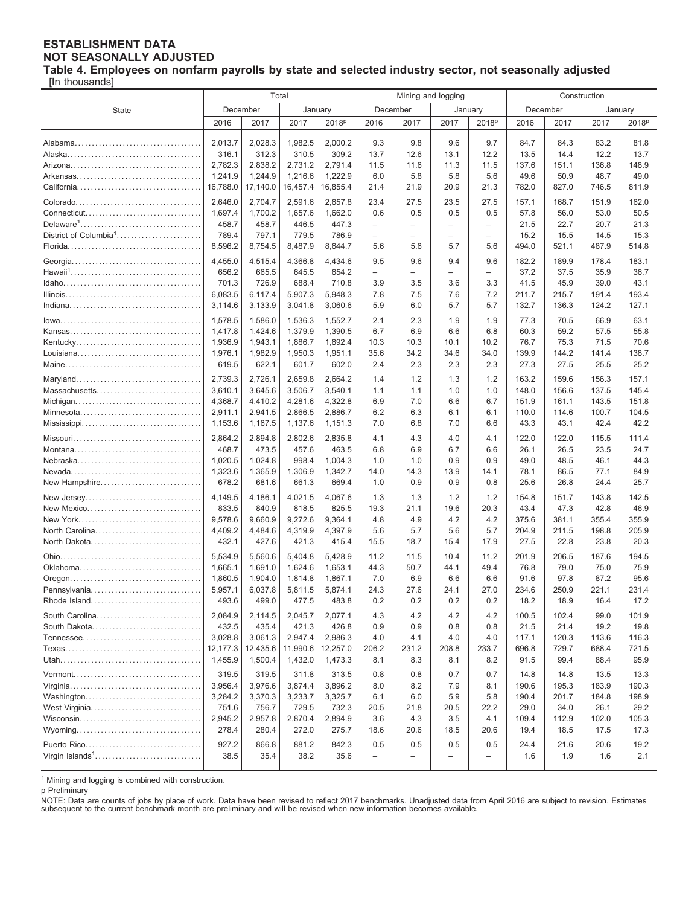**ESTABLISHMENT DATA**
**NOT SEASONALLY ADJUSTED**
**Table 4. Employees on nonfarm payrolls by state and selected industry sector, not seasonally adjusted**
[In thousands]

| State | Total | | | | Mining and logging | | | | Construction | | | |
|---|---|---|---|---|---|---|---|---|---|---|---|---|
| | December | | January | | December | | January | | December | | January | |
| | 2016 | 2017 | 2017 | 2018p | 2016 | 2017 | 2017 | 2018p | 2016 | 2017 | 2017 | 2018p |
| Alabama | 2,013.7 | 2,028.3 | 1,982.5 | 2,000.2 | 9.3 | 9.8 | 9.6 | 9.7 | 84.7 | 84.3 | 83.2 | 81.8 |
| Alaska | 316.1 | 312.3 | 310.5 | 309.2 | 13.7 | 12.6 | 13.1 | 12.2 | 13.5 | 14.4 | 12.2 | 13.7 |
| Arizona | 2,782.3 | 2,838.2 | 2,731.2 | 2,791.4 | 11.5 | 11.6 | 11.3 | 11.5 | 137.6 | 151.1 | 136.8 | 148.9 |
| Arkansas | 1,241.9 | 1,244.9 | 1,216.6 | 1,222.9 | 6.0 | 5.8 | 5.8 | 5.6 | 49.6 | 50.9 | 48.7 | 49.0 |
| California | 16,788.0 | 17,140.0 | 16,457.4 | 16,855.4 | 21.4 | 21.9 | 20.9 | 21.3 | 782.0 | 827.0 | 746.5 | 811.9 |
| Colorado | 2,646.0 | 2,704.7 | 2,591.6 | 2,657.8 | 23.4 | 27.5 | 23.5 | 27.5 | 157.1 | 168.7 | 151.9 | 162.0 |
| Connecticut | 1,697.4 | 1,700.2 | 1,657.6 | 1,662.0 | 0.6 | 0.5 | 0.5 | 0.5 | 57.8 | 56.0 | 53.0 | 50.5 |
| Delaware[1] | 458.7 | 458.7 | 446.5 | 447.3 | – | – | – | – | 21.5 | 22.7 | 20.7 | 21.3 |
| District of Columbia[1] | 789.4 | 797.1 | 779.5 | 786.9 | – | – | – | – | 15.2 | 15.5 | 14.5 | 15.3 |
| Florida | 8,596.2 | 8,754.5 | 8,487.9 | 8,644.7 | 5.6 | 5.6 | 5.7 | 5.6 | 494.0 | 521.1 | 487.9 | 514.8 |
| Georgia | 4,455.0 | 4,515.4 | 4,366.8 | 4,434.6 | 9.5 | 9.6 | 9.4 | 9.6 | 182.2 | 189.9 | 178.4 | 183.1 |
| Hawaii[1] | 656.2 | 665.5 | 645.5 | 654.2 | – | – | – | – | 37.2 | 37.5 | 35.9 | 36.7 |
| Idaho | 701.3 | 726.9 | 688.4 | 710.8 | 3.9 | 3.5 | 3.6 | 3.3 | 41.5 | 45.9 | 39.0 | 43.1 |
| Illinois | 6,083.5 | 6,117.4 | 5,907.3 | 5,948.3 | 7.8 | 7.5 | 7.6 | 7.2 | 211.7 | 215.7 | 191.4 | 193.4 |
| Indiana | 3,114.6 | 3,133.9 | 3,041.8 | 3,060.6 | 5.9 | 6.0 | 5.7 | 5.7 | 132.7 | 136.3 | 124.2 | 127.1 |
| Iowa | 1,578.5 | 1,586.0 | 1,536.3 | 1,552.7 | 2.1 | 2.3 | 1.9 | 1.9 | 77.3 | 70.5 | 66.9 | 63.1 |
| Kansas | 1,417.8 | 1,424.6 | 1,379.9 | 1,390.5 | 6.7 | 6.9 | 6.6 | 6.8 | 60.3 | 59.2 | 57.5 | 55.8 |
| Kentucky | 1,936.9 | 1,943.1 | 1,886.7 | 1,892.4 | 10.3 | 10.3 | 10.1 | 10.2 | 76.7 | 75.3 | 71.5 | 70.6 |
| Louisiana | 1,976.1 | 1,982.9 | 1,950.3 | 1,951.1 | 35.6 | 34.2 | 34.6 | 34.0 | 139.9 | 144.2 | 141.4 | 138.7 |
| Maine | 619.5 | 622.1 | 601.7 | 602.0 | 2.4 | 2.3 | 2.3 | 2.3 | 27.3 | 27.5 | 25.5 | 25.2 |
| Maryland | 2,739.3 | 2,726.1 | 2,659.8 | 2,664.2 | 1.4 | 1.2 | 1.3 | 1.2 | 163.2 | 159.6 | 156.3 | 157.1 |
| Massachusetts | 3,610.1 | 3,645.6 | 3,506.7 | 3,540.1 | 1.1 | 1.1 | 1.0 | 1.0 | 148.0 | 156.6 | 137.5 | 145.4 |
| Michigan | 4,368.7 | 4,410.2 | 4,281.6 | 4,322.8 | 6.9 | 7.0 | 6.6 | 6.7 | 151.9 | 161.1 | 143.5 | 151.8 |
| Minnesota | 2,911.1 | 2,941.5 | 2,866.5 | 2,886.7 | 6.2 | 6.3 | 6.1 | 6.1 | 110.0 | 114.6 | 100.7 | 104.5 |
| Mississippi | 1,153.6 | 1,167.5 | 1,137.6 | 1,151.3 | 7.0 | 6.8 | 7.0 | 6.6 | 43.3 | 43.1 | 42.4 | 42.2 |
| Missouri | 2,864.2 | 2,894.8 | 2,802.6 | 2,835.8 | 4.1 | 4.3 | 4.0 | 4.1 | 122.0 | 122.0 | 115.5 | 111.4 |
| Montana | 468.7 | 473.5 | 457.6 | 463.5 | 6.8 | 6.9 | 6.7 | 6.6 | 26.1 | 26.5 | 23.5 | 24.7 |
| Nebraska | 1,020.5 | 1,024.8 | 998.4 | 1,004.3 | 1.0 | 1.0 | 0.9 | 0.9 | 49.0 | 48.5 | 46.1 | 44.3 |
| Nevada | 1,323.6 | 1,365.9 | 1,306.9 | 1,342.7 | 14.0 | 14.3 | 13.9 | 14.1 | 78.1 | 86.5 | 77.1 | 84.9 |
| New Hampshire | 678.2 | 681.6 | 661.3 | 669.4 | 1.0 | 0.9 | 0.9 | 0.8 | 25.6 | 26.8 | 24.4 | 25.7 |
| New Jersey | 4,149.5 | 4,186.1 | 4,021.5 | 4,067.6 | 1.3 | 1.3 | 1.2 | 1.2 | 154.8 | 151.7 | 143.8 | 142.5 |
| New Mexico | 833.5 | 840.9 | 818.5 | 825.5 | 19.3 | 21.1 | 19.6 | 20.3 | 43.4 | 47.3 | 42.8 | 46.9 |
| New York | 9,578.6 | 9,660.9 | 9,272.6 | 9,364.1 | 4.8 | 4.9 | 4.2 | 4.2 | 375.6 | 381.1 | 355.4 | 355.9 |
| North Carolina | 4,409.2 | 4,484.6 | 4,319.9 | 4,397.9 | 5.6 | 5.7 | 5.6 | 5.7 | 204.9 | 211.5 | 198.8 | 205.9 |
| North Dakota | 432.1 | 427.6 | 421.3 | 415.4 | 15.5 | 18.7 | 15.4 | 17.9 | 27.5 | 22.8 | 23.8 | 20.3 |
| Ohio | 5,534.9 | 5,560.6 | 5,404.8 | 5,428.9 | 11.2 | 11.5 | 10.4 | 11.2 | 201.9 | 206.5 | 187.6 | 194.5 |
| Oklahoma | 1,665.1 | 1,691.0 | 1,624.6 | 1,653.1 | 44.3 | 50.7 | 44.1 | 49.4 | 76.8 | 79.0 | 75.0 | 75.9 |
| Oregon | 1,860.5 | 1,904.0 | 1,814.8 | 1,867.1 | 7.0 | 6.9 | 6.6 | 6.6 | 91.6 | 97.8 | 87.2 | 95.6 |
| Pennsylvania | 5,957.1 | 6,037.8 | 5,811.5 | 5,874.1 | 24.3 | 27.6 | 24.1 | 27.0 | 234.6 | 250.9 | 221.1 | 231.4 |
| Rhode Island | 493.6 | 499.0 | 477.5 | 483.8 | 0.2 | 0.2 | 0.2 | 0.2 | 18.2 | 18.9 | 16.4 | 17.2 |
| South Carolina | 2,084.9 | 2,114.5 | 2,045.7 | 2,077.1 | 4.3 | 4.2 | 4.2 | 4.2 | 100.5 | 102.4 | 99.0 | 101.9 |
| South Dakota | 432.5 | 435.4 | 421.3 | 426.8 | 0.9 | 0.9 | 0.8 | 0.8 | 21.5 | 21.4 | 19.2 | 19.8 |
| Tennessee | 3,028.8 | 3,061.3 | 2,947.4 | 2,986.3 | 4.0 | 4.1 | 4.0 | 4.0 | 117.1 | 120.3 | 113.6 | 116.3 |
| Texas | 12,177.3 | 12,435.6 | 11,990.6 | 12,257.0 | 206.2 | 231.2 | 208.8 | 233.7 | 696.8 | 729.7 | 688.4 | 721.5 |
| Utah | 1,455.9 | 1,500.4 | 1,432.0 | 1,473.3 | 8.1 | 8.3 | 8.1 | 8.2 | 91.5 | 99.4 | 88.4 | 95.9 |
| Vermont | 319.5 | 319.5 | 311.8 | 313.5 | 0.8 | 0.8 | 0.7 | 0.7 | 14.8 | 14.8 | 13.5 | 13.3 |
| Virginia | 3,956.4 | 3,976.6 | 3,874.4 | 3,896.2 | 8.0 | 8.2 | 7.9 | 8.1 | 190.6 | 195.3 | 183.9 | 190.3 |
| Washington | 3,284.2 | 3,370.3 | 3,233.7 | 3,325.7 | 6.1 | 6.0 | 5.9 | 5.8 | 190.4 | 201.7 | 184.8 | 198.9 |
| West Virginia | 751.6 | 756.7 | 729.5 | 732.3 | 20.5 | 21.8 | 20.5 | 22.2 | 29.0 | 34.0 | 26.1 | 29.2 |
| Wisconsin | 2,945.2 | 2,957.8 | 2,870.4 | 2,894.9 | 3.6 | 4.3 | 3.5 | 4.1 | 109.4 | 112.9 | 102.0 | 105.3 |
| Wyoming | 278.4 | 280.4 | 272.0 | 275.7 | 18.6 | 20.6 | 18.5 | 20.6 | 19.4 | 18.5 | 17.5 | 17.3 |
| Puerto Rico | 927.2 | 866.8 | 881.2 | 842.3 | 0.5 | 0.5 | 0.5 | 0.5 | 24.4 | 21.6 | 20.6 | 19.2 |
| Virgin Islands[1] | 38.5 | 35.4 | 38.2 | 35.6 | – | – | – | – | 1.6 | 1.9 | 1.6 | 2.1 |

[1] Mining and logging is combined with construction.

p Preliminary

NOTE: Data are counts of jobs by place of work. Data have been revised to reflect 2017 benchmarks. Unadjusted data from April 2016 are subject to revision. Estimates subsequent to the current benchmark month are preliminary and will be revised when new information becomes available.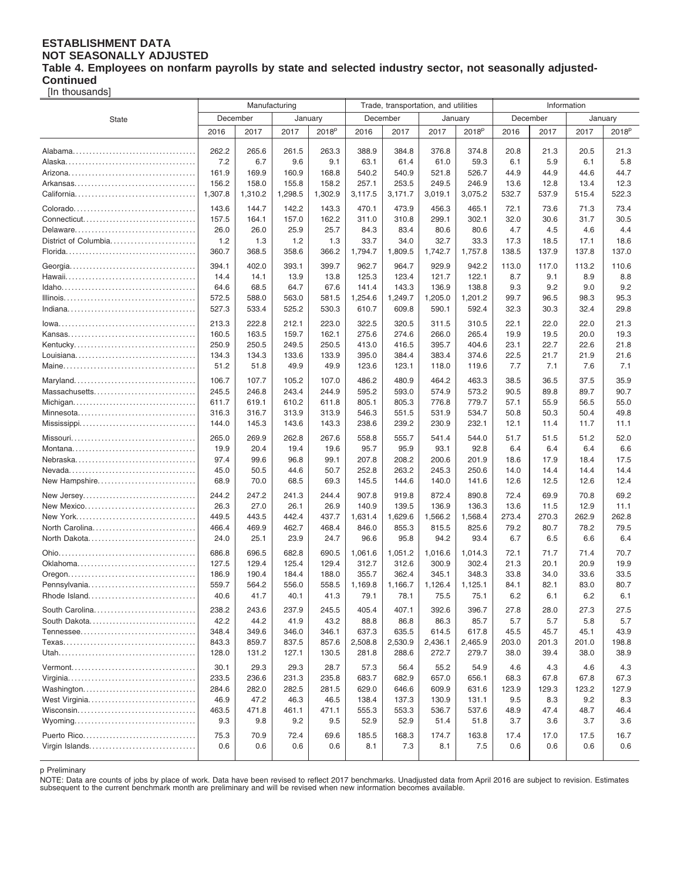**ESTABLISHMENT DATA**
**NOT SEASONALLY ADJUSTED**
**Table 4. Employees on nonfarm payrolls by state and selected industry sector, not seasonally adjusted-Continued**
[In thousands]

| State | Manufacturing | | | | Trade, transportation, and utilities | | | | Information | | | |
|---|---|---|---|---|---|---|---|---|---|---|---|---|
| | December | | January | | December | | January | | December | | January | |
| | 2016 | 2017 | 2017 | 2018p | 2016 | 2017 | 2017 | 2018p | 2016 | 2017 | 2017 | 2018p |
| Alabama | 262.2 | 265.6 | 261.5 | 263.3 | 388.9 | 384.8 | 376.8 | 374.8 | 20.8 | 21.3 | 20.5 | 21.3 |
| Alaska | 7.2 | 6.7 | 9.6 | 9.1 | 63.1 | 61.4 | 61.0 | 59.3 | 6.1 | 5.9 | 6.1 | 5.8 |
| Arizona | 161.9 | 169.9 | 160.9 | 168.8 | 540.2 | 540.9 | 521.8 | 526.7 | 44.9 | 44.9 | 44.6 | 44.7 |
| Arkansas | 156.2 | 158.0 | 155.8 | 158.2 | 257.1 | 253.5 | 249.5 | 246.9 | 13.6 | 12.8 | 13.4 | 12.3 |
| California | 1,307.8 | 1,310.2 | 1,298.5 | 1,302.9 | 3,117.5 | 3,171.7 | 3,019.1 | 3,075.2 | 532.7 | 537.9 | 515.4 | 522.3 |
| Colorado | 143.6 | 144.7 | 142.2 | 143.3 | 470.1 | 473.9 | 456.3 | 465.1 | 72.1 | 73.6 | 71.3 | 73.4 |
| Connecticut | 157.5 | 164.1 | 157.0 | 162.2 | 311.0 | 310.8 | 299.1 | 302.1 | 32.0 | 30.6 | 31.7 | 30.5 |
| Delaware | 26.0 | 26.0 | 25.9 | 25.7 | 84.3 | 83.4 | 80.6 | 80.6 | 4.7 | 4.5 | 4.6 | 4.4 |
| District of Columbia | 1.2 | 1.3 | 1.2 | 1.3 | 33.7 | 34.0 | 32.7 | 33.3 | 17.3 | 18.5 | 17.1 | 18.6 |
| Florida | 360.7 | 368.5 | 358.6 | 366.2 | 1,794.7 | 1,809.5 | 1,742.7 | 1,757.8 | 138.5 | 137.9 | 137.8 | 137.0 |
| Georgia | 394.1 | 402.0 | 393.1 | 399.7 | 962.7 | 964.7 | 929.9 | 942.2 | 113.0 | 117.0 | 113.2 | 110.6 |
| Hawaii | 14.4 | 14.1 | 13.9 | 13.8 | 125.3 | 123.4 | 121.7 | 122.1 | 8.7 | 9.1 | 8.9 | 8.8 |
| Idaho | 64.6 | 68.5 | 64.7 | 67.6 | 141.4 | 143.3 | 136.9 | 138.8 | 9.3 | 9.2 | 9.0 | 9.2 |
| Illinois | 572.5 | 588.0 | 563.0 | 581.5 | 1,254.6 | 1,249.7 | 1,205.0 | 1,201.2 | 99.7 | 96.5 | 98.3 | 95.3 |
| Indiana | 527.3 | 533.4 | 525.2 | 530.3 | 610.7 | 609.8 | 590.1 | 592.4 | 32.3 | 30.3 | 32.4 | 29.8 |
| Iowa | 213.3 | 222.8 | 212.1 | 223.0 | 322.5 | 320.5 | 311.5 | 310.5 | 22.1 | 22.0 | 22.0 | 21.3 |
| Kansas | 160.5 | 163.5 | 159.7 | 162.1 | 275.6 | 274.6 | 266.0 | 265.4 | 19.9 | 19.5 | 20.0 | 19.3 |
| Kentucky | 250.9 | 250.5 | 249.5 | 250.5 | 413.0 | 416.5 | 395.7 | 404.6 | 23.1 | 22.7 | 22.6 | 21.8 |
| Louisiana | 134.3 | 134.3 | 133.6 | 133.9 | 395.0 | 384.4 | 383.4 | 374.6 | 22.5 | 21.7 | 21.9 | 21.6 |
| Maine | 51.2 | 51.8 | 49.9 | 49.9 | 123.6 | 123.1 | 118.0 | 119.6 | 7.7 | 7.1 | 7.6 | 7.1 |
| Maryland | 106.7 | 107.7 | 105.2 | 107.0 | 486.2 | 480.9 | 464.2 | 463.3 | 38.5 | 36.5 | 37.5 | 35.9 |
| Massachusetts | 245.5 | 246.8 | 243.4 | 244.9 | 595.2 | 593.0 | 574.9 | 573.2 | 90.5 | 89.8 | 89.7 | 90.7 |
| Michigan | 611.7 | 619.1 | 610.2 | 611.8 | 805.1 | 805.3 | 776.8 | 779.7 | 57.1 | 55.9 | 56.5 | 55.0 |
| Minnesota | 316.3 | 316.7 | 313.9 | 313.9 | 546.3 | 551.5 | 531.9 | 534.7 | 50.8 | 50.3 | 50.4 | 49.8 |
| Mississippi | 144.0 | 145.3 | 143.6 | 143.3 | 238.6 | 239.2 | 230.9 | 232.1 | 12.1 | 11.4 | 11.7 | 11.1 |
| Missouri | 265.0 | 269.9 | 262.8 | 267.6 | 558.8 | 555.7 | 541.4 | 544.0 | 51.7 | 51.5 | 51.2 | 52.0 |
| Montana | 19.9 | 20.4 | 19.4 | 19.6 | 95.7 | 95.9 | 93.1 | 92.8 | 6.4 | 6.4 | 6.4 | 6.6 |
| Nebraska | 97.4 | 99.6 | 96.8 | 99.1 | 207.8 | 208.2 | 200.6 | 201.9 | 18.6 | 17.9 | 18.4 | 17.5 |
| Nevada | 45.0 | 50.5 | 44.6 | 50.7 | 252.8 | 263.2 | 245.3 | 250.6 | 14.0 | 14.4 | 14.4 | 14.4 |
| New Hampshire | 68.9 | 70.0 | 68.5 | 69.3 | 145.5 | 144.6 | 140.0 | 141.6 | 12.6 | 12.5 | 12.6 | 12.4 |
| New Jersey | 244.2 | 247.2 | 241.3 | 244.4 | 907.8 | 919.8 | 872.4 | 890.8 | 72.4 | 69.9 | 70.8 | 69.2 |
| New Mexico | 26.3 | 27.0 | 26.1 | 26.9 | 140.9 | 139.5 | 136.9 | 136.3 | 13.6 | 11.5 | 12.9 | 11.1 |
| New York | 449.5 | 443.5 | 442.4 | 437.7 | 1,631.4 | 1,629.6 | 1,566.2 | 1,568.4 | 273.4 | 270.3 | 262.9 | 262.8 |
| North Carolina | 466.4 | 469.9 | 462.7 | 468.4 | 846.0 | 855.3 | 815.5 | 825.6 | 79.2 | 80.7 | 78.2 | 79.5 |
| North Dakota | 24.0 | 25.1 | 23.9 | 24.7 | 96.6 | 95.8 | 94.2 | 93.4 | 6.7 | 6.5 | 6.6 | 6.4 |
| Ohio | 686.8 | 696.5 | 682.8 | 690.5 | 1,061.6 | 1,051.2 | 1,016.6 | 1,014.3 | 72.1 | 71.7 | 71.4 | 70.7 |
| Oklahoma | 127.5 | 129.4 | 125.4 | 129.4 | 312.7 | 312.6 | 300.9 | 302.4 | 21.3 | 20.1 | 20.9 | 19.9 |
| Oregon | 186.9 | 190.4 | 184.4 | 188.0 | 355.7 | 362.4 | 345.1 | 348.3 | 33.8 | 34.0 | 33.6 | 33.5 |
| Pennsylvania | 559.7 | 564.2 | 556.0 | 558.5 | 1,169.8 | 1,166.7 | 1,126.4 | 1,125.1 | 84.1 | 82.1 | 83.0 | 80.7 |
| Rhode Island | 40.6 | 41.7 | 40.1 | 41.3 | 79.1 | 78.1 | 75.5 | 75.1 | 6.2 | 6.1 | 6.2 | 6.1 |
| South Carolina | 238.2 | 243.6 | 237.9 | 245.5 | 405.4 | 407.1 | 392.6 | 396.7 | 27.8 | 28.0 | 27.3 | 27.5 |
| South Dakota | 42.2 | 44.2 | 41.9 | 43.2 | 88.8 | 86.8 | 86.3 | 85.7 | 5.7 | 5.7 | 5.8 | 5.7 |
| Tennessee | 348.4 | 349.6 | 346.0 | 346.1 | 637.3 | 635.5 | 614.5 | 617.8 | 45.5 | 45.7 | 45.1 | 43.9 |
| Texas | 843.3 | 859.7 | 837.5 | 857.6 | 2,508.8 | 2,530.9 | 2,436.1 | 2,465.9 | 203.0 | 201.3 | 201.0 | 198.8 |
| Utah | 128.0 | 131.2 | 127.1 | 130.5 | 281.8 | 288.6 | 272.7 | 279.7 | 38.0 | 39.4 | 38.0 | 38.9 |
| Vermont | 30.1 | 29.3 | 29.3 | 28.7 | 57.3 | 56.4 | 55.2 | 54.9 | 4.6 | 4.3 | 4.6 | 4.3 |
| Virginia | 233.5 | 236.6 | 231.3 | 235.8 | 683.7 | 682.9 | 657.0 | 656.1 | 68.3 | 67.8 | 67.8 | 67.3 |
| Washington | 284.6 | 282.0 | 282.5 | 281.5 | 629.0 | 646.6 | 609.9 | 631.6 | 123.9 | 129.3 | 123.2 | 127.9 |
| West Virginia | 46.9 | 47.2 | 46.3 | 46.5 | 138.4 | 137.3 | 130.9 | 131.1 | 9.5 | 8.3 | 9.2 | 8.3 |
| Wisconsin | 463.5 | 471.8 | 461.1 | 471.1 | 555.3 | 553.3 | 536.7 | 537.6 | 48.9 | 47.4 | 48.7 | 46.4 |
| Wyoming | 9.3 | 9.8 | 9.2 | 9.5 | 52.9 | 52.9 | 51.4 | 51.8 | 3.7 | 3.6 | 3.7 | 3.6 |
| Puerto Rico | 75.3 | 70.9 | 72.4 | 69.6 | 185.5 | 168.3 | 174.7 | 163.8 | 17.4 | 17.0 | 17.5 | 16.7 |
| Virgin Islands | 0.6 | 0.6 | 0.6 | 0.6 | 8.1 | 7.3 | 8.1 | 7.5 | 0.6 | 0.6 | 0.6 | 0.6 |

p Preliminary

NOTE: Data are counts of jobs by place of work. Data have been revised to reflect 2017 benchmarks. Unadjusted data from April 2016 are subject to revision. Estimates subsequent to the current benchmark month are preliminary and will be revised when new information becomes available.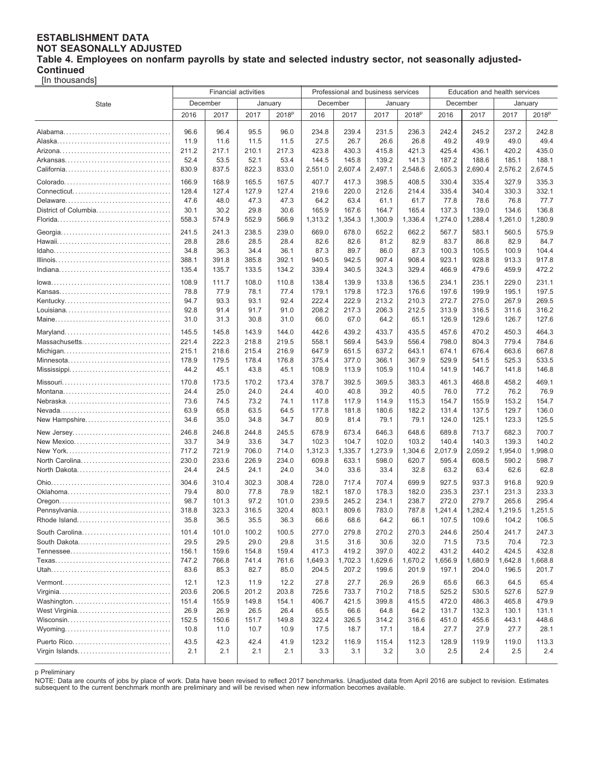## ESTABLISHMENT DATA
## NOT SEASONALLY ADJUSTED
### Table 4. Employees on nonfarm payrolls by state and selected industry sector, not seasonally adjusted-Continued

[In thousands]

| State | Financial activities | | | | Professional and business services | | | | Education and health services | | | |
|---|---|---|---|---|---|---|---|---|---|---|---|---|
| | December | | January | | December | | January | | December | | January | |
| | 2016 | 2017 | 2017 | 2018p | 2016 | 2017 | 2017 | 2018p | 2016 | 2017 | 2017 | 2018p |
| Alabama | 96.6 | 96.4 | 95.5 | 96.0 | 234.8 | 239.4 | 231.5 | 236.3 | 242.4 | 245.2 | 237.2 | 242.8 |
| Alaska | 11.9 | 11.6 | 11.5 | 11.5 | 27.5 | 26.7 | 26.6 | 26.8 | 49.2 | 49.9 | 49.0 | 49.4 |
| Arizona | 211.2 | 217.1 | 210.1 | 217.3 | 423.8 | 430.3 | 415.8 | 421.3 | 425.4 | 436.1 | 420.2 | 435.0 |
| Arkansas | 52.4 | 53.5 | 52.1 | 53.4 | 144.5 | 145.8 | 139.2 | 141.3 | 187.2 | 188.6 | 185.1 | 188.1 |
| California | 830.9 | 837.5 | 822.3 | 833.0 | 2,551.0 | 2,607.4 | 2,497.1 | 2,548.6 | 2,605.3 | 2,690.4 | 2,576.2 | 2,674.5 |
| Colorado | 166.9 | 168.9 | 165.5 | 167.5 | 407.7 | 417.3 | 398.5 | 408.5 | 330.4 | 335.4 | 327.9 | 335.3 |
| Connecticut | 128.4 | 127.4 | 127.9 | 127.4 | 219.6 | 220.0 | 212.6 | 214.4 | 335.4 | 340.4 | 330.3 | 332.1 |
| Delaware | 47.6 | 48.0 | 47.3 | 47.3 | 64.2 | 63.4 | 61.1 | 61.7 | 77.8 | 78.6 | 76.8 | 77.7 |
| District of Columbia | 30.1 | 30.2 | 29.8 | 30.6 | 165.9 | 167.6 | 164.7 | 165.4 | 137.3 | 139.0 | 134.6 | 136.8 |
| Florida | 558.3 | 574.9 | 552.9 | 566.9 | 1,313.2 | 1,354.3 | 1,300.9 | 1,336.4 | 1,274.0 | 1,288.4 | 1,261.0 | 1,280.9 |
| Georgia | 241.5 | 241.3 | 238.5 | 239.0 | 669.0 | 678.0 | 652.2 | 662.2 | 567.7 | 583.1 | 560.5 | 575.9 |
| Hawaii | 28.8 | 28.6 | 28.5 | 28.4 | 82.6 | 82.6 | 81.2 | 82.9 | 83.7 | 86.8 | 82.9 | 84.7 |
| Idaho | 34.8 | 36.3 | 34.4 | 36.1 | 87.3 | 89.7 | 86.0 | 87.3 | 100.3 | 105.5 | 100.9 | 104.4 |
| Illinois | 388.1 | 391.8 | 385.8 | 392.1 | 940.5 | 942.5 | 907.4 | 908.4 | 923.1 | 928.8 | 913.3 | 917.8 |
| Indiana | 135.4 | 135.7 | 133.5 | 134.2 | 339.4 | 340.5 | 324.3 | 329.4 | 466.9 | 479.6 | 459.9 | 472.2 |
| Iowa | 108.9 | 111.7 | 108.0 | 110.8 | 138.4 | 139.9 | 133.8 | 136.5 | 234.1 | 235.1 | 229.0 | 231.1 |
| Kansas | 78.8 | 77.9 | 78.1 | 77.4 | 179.1 | 179.8 | 172.3 | 176.6 | 197.6 | 199.9 | 195.1 | 197.5 |
| Kentucky | 94.7 | 93.3 | 93.1 | 92.4 | 222.4 | 222.9 | 213.2 | 210.3 | 272.7 | 275.0 | 267.9 | 269.5 |
| Louisiana | 92.8 | 91.4 | 91.7 | 91.0 | 208.2 | 217.3 | 206.3 | 212.5 | 313.9 | 316.5 | 311.6 | 316.2 |
| Maine | 31.0 | 31.3 | 30.8 | 31.0 | 66.0 | 67.0 | 64.2 | 65.1 | 126.9 | 129.6 | 126.7 | 127.6 |
| Maryland | 145.5 | 145.8 | 143.9 | 144.0 | 442.6 | 439.2 | 433.7 | 435.5 | 457.6 | 470.2 | 450.3 | 464.3 |
| Massachusetts | 221.4 | 222.3 | 218.8 | 219.5 | 558.1 | 569.4 | 543.9 | 556.4 | 798.0 | 804.3 | 779.4 | 784.6 |
| Michigan | 215.1 | 218.6 | 215.4 | 216.9 | 647.9 | 651.5 | 637.2 | 643.1 | 674.1 | 676.4 | 663.6 | 667.8 |
| Minnesota | 178.9 | 179.5 | 178.4 | 176.8 | 375.4 | 377.0 | 366.1 | 367.9 | 529.9 | 541.5 | 525.3 | 533.5 |
| Mississippi | 44.2 | 45.1 | 43.8 | 45.1 | 108.9 | 113.9 | 105.9 | 110.4 | 141.9 | 146.7 | 141.8 | 146.8 |
| Missouri | 170.8 | 173.5 | 170.2 | 173.4 | 378.7 | 392.5 | 369.5 | 383.3 | 461.3 | 468.8 | 458.2 | 469.1 |
| Montana | 24.4 | 25.0 | 24.0 | 24.4 | 40.0 | 40.8 | 39.2 | 40.5 | 76.0 | 77.2 | 76.2 | 76.9 |
| Nebraska | 73.6 | 74.5 | 73.2 | 74.1 | 117.8 | 117.9 | 114.9 | 115.3 | 154.7 | 155.9 | 153.2 | 154.7 |
| Nevada | 63.9 | 65.8 | 63.5 | 64.5 | 177.8 | 181.8 | 180.6 | 182.2 | 131.4 | 137.5 | 129.7 | 136.0 |
| New Hampshire | 34.6 | 35.0 | 34.8 | 34.7 | 80.9 | 81.4 | 79.1 | 79.1 | 124.0 | 125.1 | 123.3 | 125.5 |
| New Jersey | 246.8 | 246.8 | 244.8 | 245.5 | 678.9 | 673.4 | 646.3 | 648.6 | 689.8 | 713.7 | 682.3 | 700.7 |
| New Mexico | 33.7 | 34.9 | 33.6 | 34.7 | 102.3 | 104.7 | 102.0 | 103.2 | 140.4 | 140.3 | 139.3 | 140.2 |
| New York | 717.2 | 721.9 | 706.0 | 714.0 | 1,312.3 | 1,335.7 | 1,273.9 | 1,304.6 | 2,017.9 | 2,059.2 | 1,954.0 | 1,998.0 |
| North Carolina | 230.0 | 233.6 | 226.9 | 234.0 | 609.8 | 633.1 | 598.0 | 620.7 | 595.4 | 608.5 | 590.2 | 598.7 |
| North Dakota | 24.4 | 24.5 | 24.1 | 24.0 | 34.0 | 33.6 | 33.4 | 32.8 | 63.2 | 63.4 | 62.6 | 62.8 |
| Ohio | 304.6 | 310.4 | 302.3 | 308.4 | 728.0 | 717.4 | 707.4 | 699.9 | 927.5 | 937.3 | 916.8 | 920.9 |
| Oklahoma | 79.4 | 80.0 | 77.8 | 78.9 | 182.1 | 187.0 | 178.3 | 182.0 | 235.3 | 237.1 | 231.3 | 233.3 |
| Oregon | 98.7 | 101.3 | 97.2 | 101.0 | 239.5 | 245.2 | 234.1 | 238.7 | 272.0 | 279.7 | 265.6 | 295.4 |
| Pennsylvania | 318.8 | 323.3 | 316.5 | 320.4 | 803.1 | 809.6 | 783.0 | 787.8 | 1,241.4 | 1,282.4 | 1,219.5 | 1,251.5 |
| Rhode Island | 35.8 | 36.5 | 35.5 | 36.3 | 66.6 | 68.6 | 64.2 | 66.1 | 107.5 | 109.6 | 104.2 | 106.5 |
| South Carolina | 101.4 | 101.0 | 100.2 | 100.5 | 277.0 | 279.8 | 270.2 | 270.3 | 244.6 | 250.4 | 241.7 | 247.3 |
| South Dakota | 29.5 | 29.5 | 29.0 | 29.8 | 31.5 | 31.6 | 30.6 | 32.0 | 71.5 | 73.5 | 70.4 | 72.3 |
| Tennessee | 156.1 | 159.6 | 154.8 | 159.4 | 417.3 | 419.2 | 397.0 | 402.2 | 431.2 | 440.2 | 424.5 | 432.8 |
| Texas | 747.2 | 766.8 | 741.4 | 761.6 | 1,649.3 | 1,702.3 | 1,629.6 | 1,670.2 | 1,656.9 | 1,680.9 | 1,642.8 | 1,668.8 |
| Utah | 83.6 | 85.3 | 82.7 | 85.0 | 204.5 | 207.2 | 199.6 | 201.9 | 197.1 | 204.0 | 196.5 | 201.7 |
| Vermont | 12.1 | 12.3 | 11.9 | 12.2 | 27.8 | 27.7 | 26.9 | 26.9 | 65.6 | 66.3 | 64.5 | 65.4 |
| Virginia | 203.6 | 206.5 | 201.2 | 203.8 | 725.6 | 733.7 | 710.2 | 718.5 | 525.2 | 530.5 | 527.6 | 527.9 |
| Washington | 151.4 | 155.9 | 149.8 | 154.1 | 406.7 | 421.5 | 399.8 | 415.5 | 472.0 | 486.3 | 465.8 | 479.9 |
| West Virginia | 26.9 | 26.9 | 26.5 | 26.4 | 65.5 | 66.6 | 64.8 | 64.2 | 131.7 | 132.3 | 130.1 | 131.1 |
| Wisconsin | 152.5 | 150.6 | 151.7 | 149.8 | 322.4 | 326.5 | 314.2 | 316.6 | 451.0 | 455.6 | 443.1 | 448.6 |
| Wyoming | 10.8 | 11.0 | 10.7 | 10.9 | 17.5 | 18.7 | 17.1 | 18.4 | 27.7 | 27.9 | 27.7 | 28.1 |
| Puerto Rico | 43.5 | 42.3 | 42.4 | 41.9 | 123.2 | 116.9 | 115.4 | 112.3 | 128.9 | 119.9 | 119.0 | 113.3 |
| Virgin Islands | 2.1 | 2.1 | 2.1 | 2.1 | 3.3 | 3.1 | 3.2 | 3.0 | 2.5 | 2.4 | 2.5 | 2.4 |

p Preliminary

NOTE: Data are counts of jobs by place of work. Data have been revised to reflect 2017 benchmarks. Unadjusted data from April 2016 are subject to revision. Estimates subsequent to the current benchmark month are preliminary and will be revised when new information becomes available.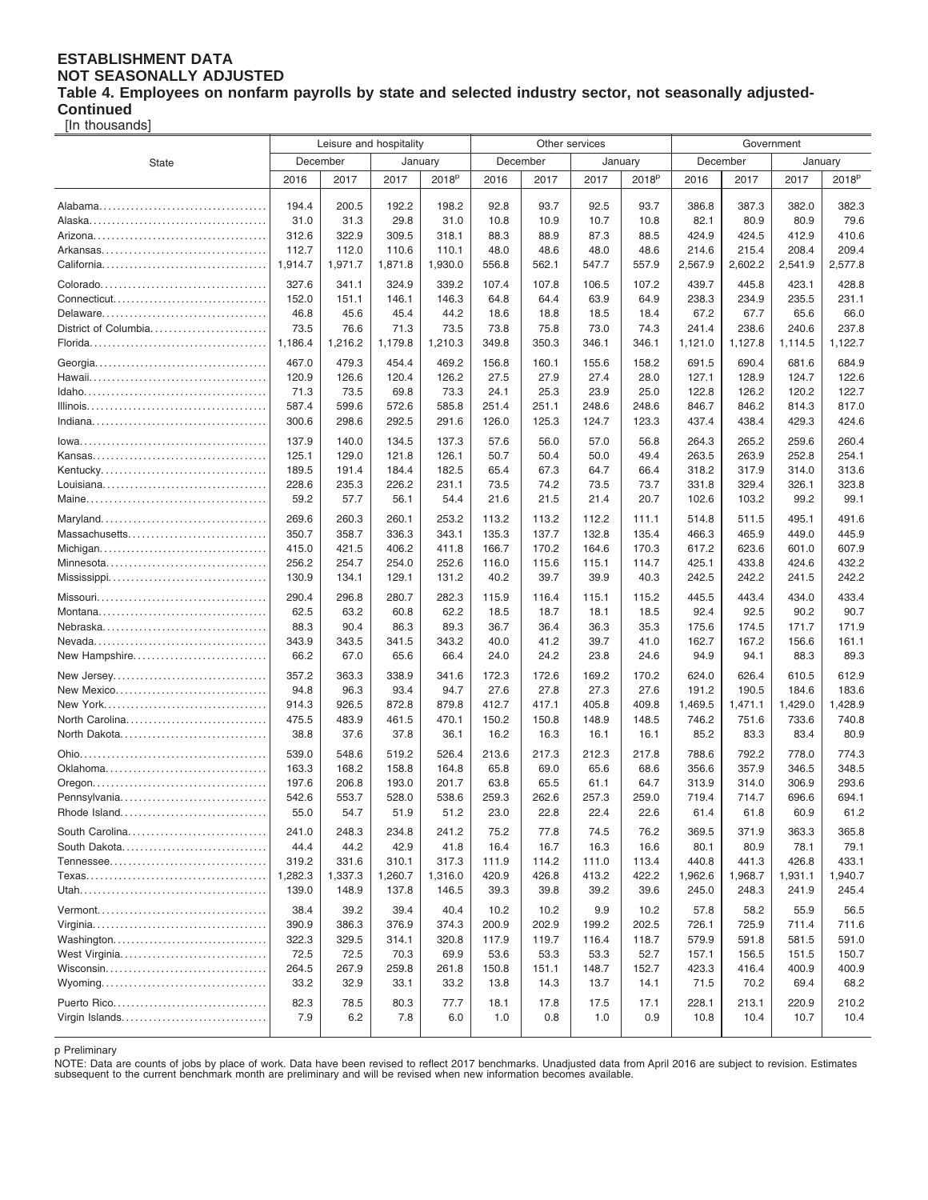**ESTABLISHMENT DATA**
**NOT SEASONALLY ADJUSTED**
**Table 4. Employees on nonfarm payrolls by state and selected industry sector, not seasonally adjusted-Continued**
[In thousands]

| State | Leisure and hospitality | | | | Other services | | | | Government | | | |
|---|---|---|---|---|---|---|---|---|---|---|---|---|
| | December | | January | | December | | January | | December | | January | |
| | 2016 | 2017 | 2017 | 2018p | 2016 | 2017 | 2017 | 2018p | 2016 | 2017 | 2017 | 2018p |
| Alabama | 194.4 | 200.5 | 192.2 | 198.2 | 92.8 | 93.7 | 92.5 | 93.7 | 386.8 | 387.3 | 382.0 | 382.3 |
| Alaska | 31.0 | 31.3 | 29.8 | 31.0 | 10.8 | 10.9 | 10.7 | 10.8 | 82.1 | 80.9 | 80.9 | 79.6 |
| Arizona | 312.6 | 322.9 | 309.5 | 318.1 | 88.3 | 88.9 | 87.3 | 88.5 | 424.9 | 424.5 | 412.9 | 410.6 |
| Arkansas | 112.7 | 112.0 | 110.6 | 110.1 | 48.0 | 48.6 | 48.0 | 48.6 | 214.6 | 215.4 | 208.4 | 209.4 |
| California | 1,914.7 | 1,971.7 | 1,871.8 | 1,930.0 | 556.8 | 562.1 | 547.7 | 557.9 | 2,567.9 | 2,602.2 | 2,541.9 | 2,577.8 |
| Colorado | 327.6 | 341.1 | 324.9 | 339.2 | 107.4 | 107.8 | 106.5 | 107.2 | 439.7 | 445.8 | 423.1 | 428.8 |
| Connecticut | 152.0 | 151.1 | 146.1 | 146.3 | 64.8 | 64.4 | 63.9 | 64.9 | 238.3 | 234.9 | 235.5 | 231.1 |
| Delaware | 46.8 | 45.6 | 45.4 | 44.2 | 18.6 | 18.8 | 18.5 | 18.4 | 67.2 | 67.7 | 65.6 | 66.0 |
| District of Columbia | 73.5 | 76.6 | 71.3 | 73.5 | 73.8 | 75.8 | 73.0 | 74.3 | 241.4 | 238.6 | 240.6 | 237.8 |
| Florida | 1,186.4 | 1,216.2 | 1,179.8 | 1,210.3 | 349.8 | 350.3 | 346.1 | 346.1 | 1,121.0 | 1,127.8 | 1,114.5 | 1,122.7 |
| Georgia | 467.0 | 479.3 | 454.4 | 469.2 | 156.8 | 160.1 | 155.6 | 158.2 | 691.5 | 690.4 | 681.6 | 684.9 |
| Hawaii | 120.9 | 126.6 | 120.4 | 126.2 | 27.5 | 27.9 | 27.4 | 28.0 | 127.1 | 128.9 | 124.7 | 122.6 |
| Idaho | 71.3 | 73.5 | 69.8 | 73.3 | 24.1 | 25.3 | 23.9 | 25.0 | 122.8 | 126.2 | 120.2 | 122.7 |
| Illinois | 587.4 | 599.6 | 572.6 | 585.8 | 251.4 | 251.1 | 248.6 | 248.6 | 846.7 | 846.2 | 814.3 | 817.0 |
| Indiana | 300.6 | 298.6 | 292.5 | 291.6 | 126.0 | 125.3 | 124.7 | 123.3 | 437.4 | 438.4 | 429.3 | 424.6 |
| Iowa | 137.9 | 140.0 | 134.5 | 137.3 | 57.6 | 56.0 | 57.0 | 56.8 | 264.3 | 265.2 | 259.6 | 260.4 |
| Kansas | 125.1 | 129.0 | 121.8 | 126.1 | 50.7 | 50.4 | 50.0 | 49.4 | 263.5 | 263.9 | 252.8 | 254.1 |
| Kentucky | 189.5 | 191.4 | 184.4 | 182.5 | 65.4 | 67.3 | 64.7 | 66.4 | 318.2 | 317.9 | 314.0 | 313.6 |
| Louisiana | 228.6 | 235.3 | 226.2 | 231.1 | 73.5 | 74.2 | 73.5 | 73.7 | 331.8 | 329.4 | 326.1 | 323.8 |
| Maine | 59.2 | 57.7 | 56.1 | 54.4 | 21.6 | 21.5 | 21.4 | 20.7 | 102.6 | 103.2 | 99.2 | 99.1 |
| Maryland | 269.6 | 260.3 | 260.1 | 253.2 | 113.2 | 113.2 | 112.2 | 111.1 | 514.8 | 511.5 | 495.1 | 491.6 |
| Massachusetts | 350.7 | 358.7 | 336.3 | 343.1 | 135.3 | 137.7 | 132.8 | 135.4 | 466.3 | 465.9 | 449.0 | 445.9 |
| Michigan | 415.0 | 421.5 | 406.2 | 411.8 | 166.7 | 170.2 | 164.6 | 170.3 | 617.2 | 623.6 | 601.0 | 607.9 |
| Minnesota | 256.2 | 254.7 | 254.0 | 252.6 | 116.0 | 115.6 | 115.1 | 114.7 | 425.1 | 433.8 | 424.6 | 432.2 |
| Mississippi | 130.9 | 134.1 | 129.1 | 131.2 | 40.2 | 39.7 | 39.9 | 40.3 | 242.5 | 242.2 | 241.5 | 242.2 |
| Missouri | 290.4 | 296.8 | 280.7 | 282.3 | 115.9 | 116.4 | 115.1 | 115.2 | 445.5 | 443.4 | 434.0 | 433.4 |
| Montana | 62.5 | 63.2 | 60.8 | 62.2 | 18.5 | 18.7 | 18.1 | 18.5 | 92.4 | 92.5 | 90.2 | 90.7 |
| Nebraska | 88.3 | 90.4 | 86.3 | 89.3 | 36.7 | 36.4 | 36.3 | 35.3 | 175.6 | 174.5 | 171.7 | 171.9 |
| Nevada | 343.9 | 343.5 | 341.5 | 343.2 | 40.0 | 41.2 | 39.7 | 41.0 | 162.7 | 167.2 | 156.6 | 161.1 |
| New Hampshire | 66.2 | 67.0 | 65.6 | 66.4 | 24.0 | 24.2 | 23.8 | 24.6 | 94.9 | 94.1 | 88.3 | 89.3 |
| New Jersey | 357.2 | 363.3 | 338.9 | 341.6 | 172.3 | 172.6 | 169.2 | 170.2 | 624.0 | 626.4 | 610.5 | 612.9 |
| New Mexico | 94.8 | 96.3 | 93.4 | 94.7 | 27.6 | 27.8 | 27.3 | 27.6 | 191.2 | 190.5 | 184.6 | 183.6 |
| New York | 914.3 | 926.5 | 872.8 | 879.8 | 412.7 | 417.1 | 405.8 | 409.8 | 1,469.5 | 1,471.1 | 1,429.0 | 1,428.9 |
| North Carolina | 475.5 | 483.9 | 461.5 | 470.1 | 150.2 | 150.8 | 148.9 | 148.5 | 746.2 | 751.6 | 733.6 | 740.8 |
| North Dakota | 38.8 | 37.6 | 37.8 | 36.1 | 16.2 | 16.3 | 16.1 | 16.1 | 85.2 | 83.3 | 83.4 | 80.9 |
| Ohio | 539.0 | 548.6 | 519.2 | 526.4 | 213.6 | 217.3 | 212.3 | 217.8 | 788.6 | 792.2 | 778.0 | 774.3 |
| Oklahoma | 163.3 | 168.2 | 158.8 | 164.8 | 65.8 | 69.0 | 65.6 | 68.6 | 356.6 | 357.9 | 346.5 | 348.5 |
| Oregon | 197.6 | 206.8 | 193.0 | 201.7 | 63.8 | 65.5 | 61.1 | 64.7 | 313.9 | 314.0 | 306.9 | 293.6 |
| Pennsylvania | 542.6 | 553.7 | 528.0 | 538.6 | 259.3 | 262.6 | 257.3 | 259.0 | 719.4 | 714.7 | 696.6 | 694.1 |
| Rhode Island | 55.0 | 54.7 | 51.9 | 51.2 | 23.0 | 22.8 | 22.4 | 22.6 | 61.4 | 61.8 | 60.9 | 61.2 |
| South Carolina | 241.0 | 248.3 | 234.8 | 241.2 | 75.2 | 77.8 | 74.5 | 76.2 | 369.5 | 371.9 | 363.3 | 365.8 |
| South Dakota | 44.4 | 44.2 | 42.9 | 41.8 | 16.4 | 16.7 | 16.3 | 16.6 | 80.1 | 80.9 | 78.1 | 79.1 |
| Tennessee | 319.2 | 331.6 | 310.1 | 317.3 | 111.9 | 114.2 | 111.0 | 113.4 | 440.8 | 441.3 | 426.8 | 433.1 |
| Texas | 1,282.3 | 1,337.3 | 1,260.7 | 1,316.0 | 420.9 | 426.8 | 413.2 | 422.2 | 1,962.6 | 1,968.7 | 1,931.1 | 1,940.7 |
| Utah | 139.0 | 148.9 | 137.8 | 146.5 | 39.3 | 39.8 | 39.2 | 39.6 | 245.0 | 248.3 | 241.9 | 245.4 |
| Vermont | 38.4 | 39.2 | 39.4 | 40.4 | 10.2 | 10.2 | 9.9 | 10.2 | 57.8 | 58.2 | 55.9 | 56.5 |
| Virginia | 390.9 | 386.3 | 376.9 | 374.3 | 200.9 | 202.9 | 199.2 | 202.5 | 726.1 | 725.9 | 711.4 | 711.6 |
| Washington | 322.3 | 329.5 | 314.1 | 320.8 | 117.9 | 119.7 | 116.4 | 118.7 | 579.9 | 591.8 | 581.5 | 591.0 |
| West Virginia | 72.5 | 72.5 | 70.3 | 69.9 | 53.6 | 53.3 | 53.3 | 52.7 | 157.1 | 156.5 | 151.5 | 150.7 |
| Wisconsin | 264.5 | 267.9 | 259.8 | 261.8 | 150.8 | 151.1 | 148.7 | 152.7 | 423.3 | 416.4 | 400.9 | 400.9 |
| Wyoming | 33.2 | 32.9 | 33.1 | 33.2 | 13.8 | 14.3 | 13.7 | 14.1 | 71.5 | 70.2 | 69.4 | 68.2 |
| Puerto Rico | 82.3 | 78.5 | 80.3 | 77.7 | 18.1 | 17.8 | 17.5 | 17.1 | 228.1 | 213.1 | 220.9 | 210.2 |
| Virgin Islands | 7.9 | 6.2 | 7.8 | 6.0 | 1.0 | 0.8 | 1.0 | 0.9 | 10.8 | 10.4 | 10.7 | 10.4 |

p Preliminary

NOTE: Data are counts of jobs by place of work. Data have been revised to reflect 2017 benchmarks. Unadjusted data from April 2016 are subject to revision. Estimates subsequent to the current benchmark month are preliminary and will be revised when new information becomes available.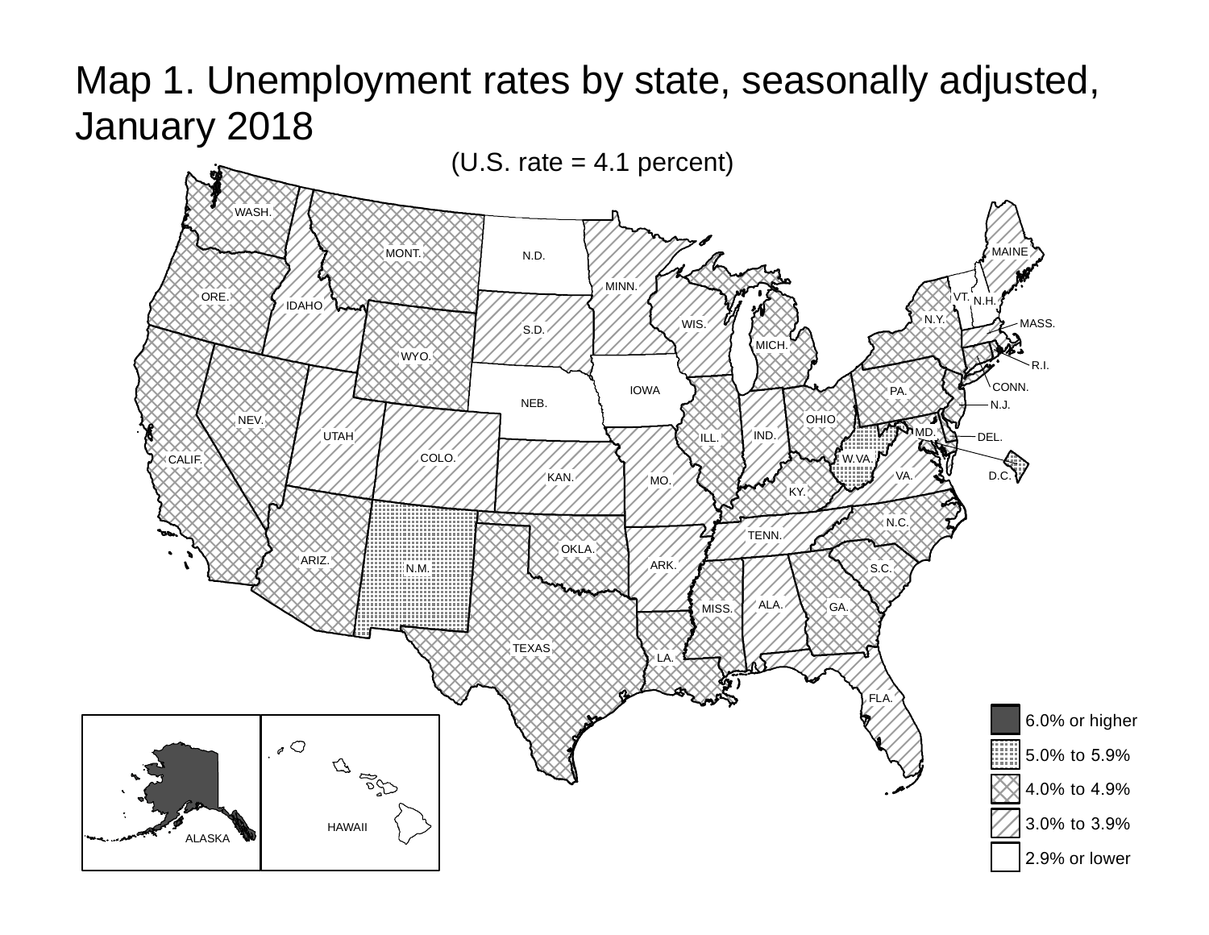# Map 1. Unemployment rates by state, seasonally adjusted, January 2018

(U.S. rate = 4.1 percent)

WASH. MONT. N.D. MINN. MAINE ORE. IDAHO S.D. WIS. MICH. VT. N.H. N.Y. MASS. WYO. R.I. IOWA CONN. NEB. PA. N.J. NEV. OHIO UTAH ILL. IND. MD. DEL. CALIF. COLO. W.VA. KAN. MO. VA. D.C. KY. N.C. TENN. OKLA. ARIZ. ARK. S.C. N.M. ALA. MISS. GA. TEXAS LA. FLA. ALASKA HAWAII

- 6.0% or higher
- 5.0% to 5.9%
- 4.0% to 4.9%
- 3.0% to 3.9%
- 2.9% or lower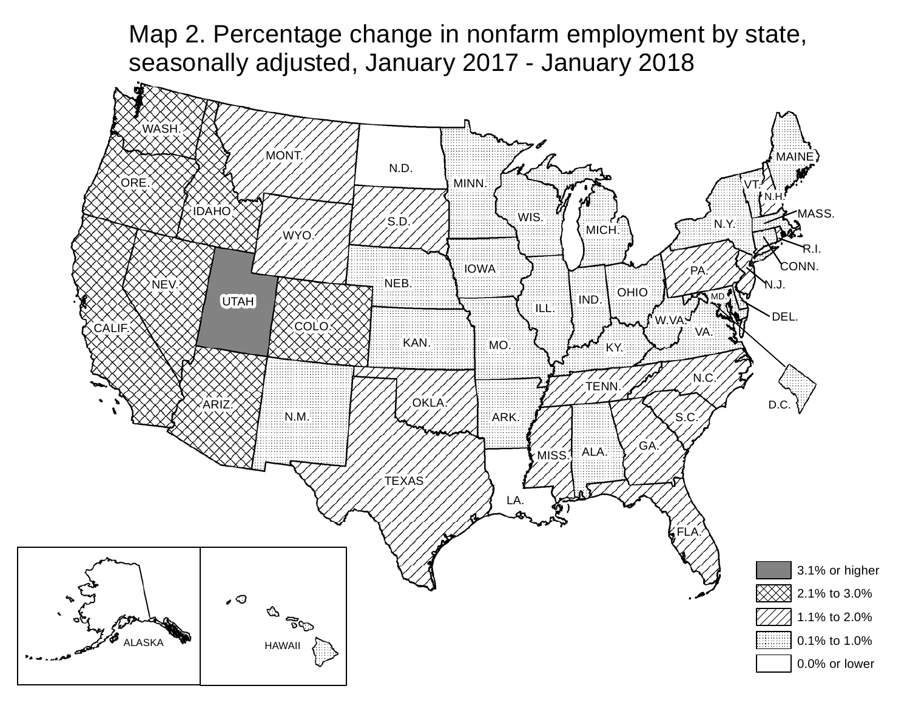# Map 2. Percentage change in nonfarm employment by state, seasonally adjusted, January 2017 - January 2018

WASH.
MONT.
N.D.
MINN.
MAINE
ORE.
IDAHO
S.D.
WIS.
VT.
N.H.
MASS.
WYO.
MICH.
N.Y.
R.I.
IOWA
CONN.
PA.
NEB.
N.J.
NEV.
UTAH
OHIO
IND.
MD.
ILL.
DEL.
W.VA.
CALIF.
COLO.
VA.
KAN.
MO.
KY.
N.C.
TENN.
D.C.
ARIZ.
OKLA.
N.M.
ARK.
S.C.
GA.
ALA.
MISS.
TEXAS
LA.
FLA.
ALASKA
HAWAII

3.1% or higher
2.1% to 3.0%
1.1% to 2.0%
0.1% to 1.0%
0.0% or lower